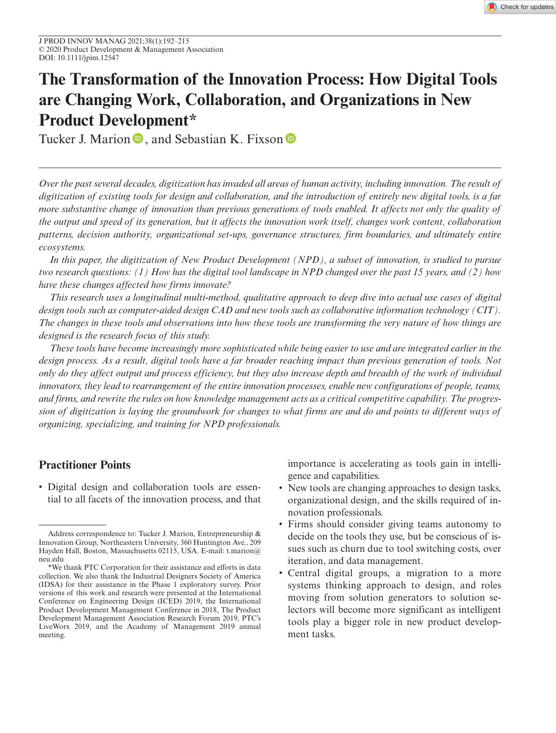# The Transformation of the Innovation Process: How Digital Tools are Changing Work, Collaboration, and Organizations in New Product Development*

Tucker J. Marion, and Sebastian K. Fixson

*Over the past several decades, digitization has invaded all areas of human activity, including innovation. The result of digitization of existing tools for design and collaboration, and the introduction of entirely new digital tools, is a far more substantive change of innovation than previous generations of tools enabled. It affects not only the quality of the output and speed of its generation, but it affects the innovation work itself, changes work content, collaboration patterns, decision authority, organizational set-ups, governance structures, firm boundaries, and ultimately entire ecosystems.*

*In this paper, the digitization of New Product Development (NPD), a subset of innovation, is studied to pursue two research questions: (1) How has the digital tool landscape in NPD changed over the past 15 years, and (2) how have these changes affected how firms innovate?*

*This research uses a longitudinal multi-method, qualitative approach to deep dive into actual use cases of digital design tools such as computer-aided design CAD and new tools such as collaborative information technology (CIT). The changes in these tools and observations into how these tools are transforming the very nature of how things are designed is the research focus of this study.*

*These tools have become increasingly more sophisticated while being easier to use and are integrated earlier in the design process. As a result, digital tools have a far broader reaching impact than previous generation of tools. Not only do they affect output and process efficiency, but they also increase depth and breadth of the work of individual innovators, they lead to rearrangement of the entire innovation processes, enable new configurations of people, teams, and firms, and rewrite the rules on how knowledge management acts as a critical competitive capability. The progression of digitization is laying the groundwork for changes to what firms are and do and points to different ways of organizing, specializing, and training for NPD professionals.*

## Practitioner Points

- Digital design and collaboration tools are essential to all facets of the innovation process, and that importance is accelerating as tools gain in intelligence and capabilities.
- New tools are changing approaches to design tasks, organizational design, and the skills required of innovation professionals.
- Firms should consider giving teams autonomy to decide on the tools they use, but be conscious of issues such as churn due to tool switching costs, over iteration, and data management.
- Central digital groups, a migration to a more systems thinking approach to design, and roles moving from solution generators to solution selectors will become more significant as intelligent tools play a bigger role in new product development tasks.

---

Address correspondence to: Tucker J. Marion, Entrepreneurship & Innovation Group, Northeastern University, 360 Huntington Ave., 209 Hayden Hall, Boston, Massachusetts 02115, USA. E-mail: t.marion@neu.edu

*We thank PTC Corporation for their assistance and efforts in data collection. We also thank the Industrial Designers Society of America (IDSA) for their assistance in the Phase 1 exploratory survey. Prior versions of this work and research were presented at the International Conference on Engineering Design (ICED) 2019, the International Product Development Management Conference in 2018, The Product Development Management Association Research Forum 2019, PTC's LiveWorx 2019, and the Academy of Management 2019 annual meeting.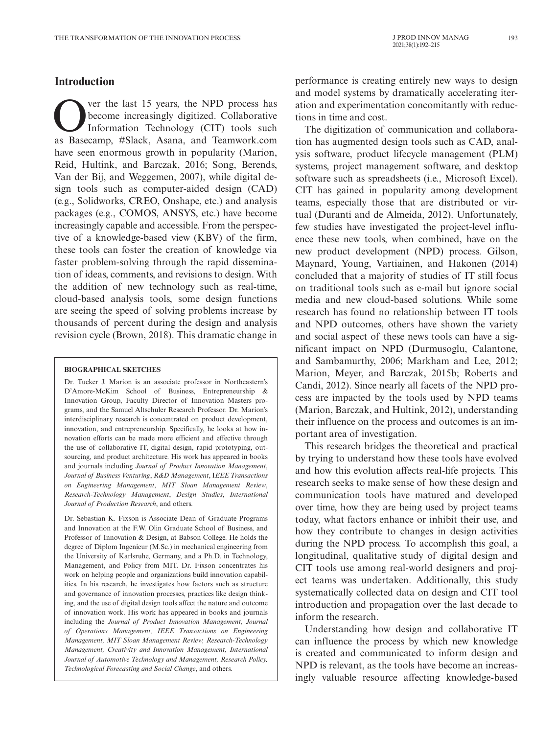## Introduction

Over the last 15 years, the NPD process has become increasingly digitized. Collaborative Information Technology (CIT) tools such as Basecamp, #Slack, Asana, and Teamwork.com have seen enormous growth in popularity (Marion, Reid, Hultink, and Barczak, 2016; Song, Berends, Van der Bij, and Weggemen, 2007), while digital design tools such as computer-aided design (CAD) (e.g., Solidworks, CREO, Onshape, etc.) and analysis packages (e.g., COMOS, ANSYS, etc.) have become increasingly capable and accessible. From the perspective of a knowledge-based view (KBV) of the firm, these tools can foster the creation of knowledge via faster problem-solving through the rapid dissemination of ideas, comments, and revisions to design. With the addition of new technology such as real-time, cloud-based analysis tools, some design functions are seeing the speed of solving problems increase by thousands of percent during the design and analysis revision cycle (Brown, 2018). This dramatic change in performance is creating entirely new ways to design and model systems by dramatically accelerating iteration and experimentation concomitantly with reductions in time and cost.

The digitization of communication and collaboration has augmented design tools such as CAD, analysis software, product lifecycle management (PLM) systems, project management software, and desktop software such as spreadsheets (i.e., Microsoft Excel). CIT has gained in popularity among development teams, especially those that are distributed or virtual (Duranti and de Almeida, 2012). Unfortunately, few studies have investigated the project-level influence these new tools, when combined, have on the new product development (NPD) process. Gilson, Maynard, Young, Vartiainen, and Hakonen (2014) concluded that a majority of studies of IT still focus on traditional tools such as e-mail but ignore social media and new cloud-based solutions. While some research has found no relationship between IT tools and NPD outcomes, others have shown the variety and social aspect of these news tools can have a significant impact on NPD (Durmusoglu, Calantone, and Sambamurthy, 2006; Markham and Lee, 2012; Marion, Meyer, and Barczak, 2015b; Roberts and Candi, 2012). Since nearly all facets of the NPD process are impacted by the tools used by NPD teams (Marion, Barczak, and Hultink, 2012), understanding their influence on the process and outcomes is an important area of investigation.

This research bridges the theoretical and practical by trying to understand how these tools have evolved and how this evolution affects real-life projects. This research seeks to make sense of how these design and communication tools have matured and developed over time, how they are being used by project teams today, what factors enhance or inhibit their use, and how they contribute to changes in design activities during the NPD process. To accomplish this goal, a longitudinal, qualitative study of digital design and CIT tools use among real-world designers and project teams was undertaken. Additionally, this study systematically collected data on design and CIT tool introduction and propagation over the last decade to inform the research.

Understanding how design and collaborative IT can influence the process by which new knowledge is created and communicated to inform design and NPD is relevant, as the tools have become an increasingly valuable resource affecting knowledge-based

**BIOGRAPHICAL SKETCHES**

Dr. Tucker J. Marion is an associate professor in Northeastern's D'Amore-McKim School of Business, Entrepreneurship & Innovation Group, Faculty Director of Innovation Masters programs, and the Samuel Altschuler Research Professor. Dr. Marion's interdisciplinary research is concentrated on product development, innovation, and entrepreneurship. Specifically, he looks at how innovation efforts can be made more efficient and effective through the use of collaborative IT, digital design, rapid prototyping, outsourcing, and product architecture. His work has appeared in books and journals including *Journal of Product Innovation Management*, *Journal of Business Venturing*, *R&D Management*, *IEEE Transactions on Engineering Management*, *MIT Sloan Management Review*, *Research-Technology Management*, *Design Studies*, *International Journal of Production Research*, and others.

Dr. Sebastian K. Fixson is Associate Dean of Graduate Programs and Innovation at the F.W. Olin Graduate School of Business, and Professor of Innovation & Design, at Babson College. He holds the degree of Diplom Ingenieur (M.Sc.) in mechanical engineering from the University of Karlsruhe, Germany, and a Ph.D. in Technology, Management, and Policy from MIT. Dr. Fixson concentrates his work on helping people and organizations build innovation capabilities. In his research, he investigates how factors such as structure and governance of innovation processes, practices like design thinking, and the use of digital design tools affect the nature and outcome of innovation work. His work has appeared in books and journals including the *Journal of Product Innovation Management, Journal of Operations Management, IEEE Transactions on Engineering Management, MIT Sloan Management Review, Research-Technology Management, Creativity and Innovation Management, International Journal of Automotive Technology and Management, Research Policy, Technological Forecasting and Social Change*, and others.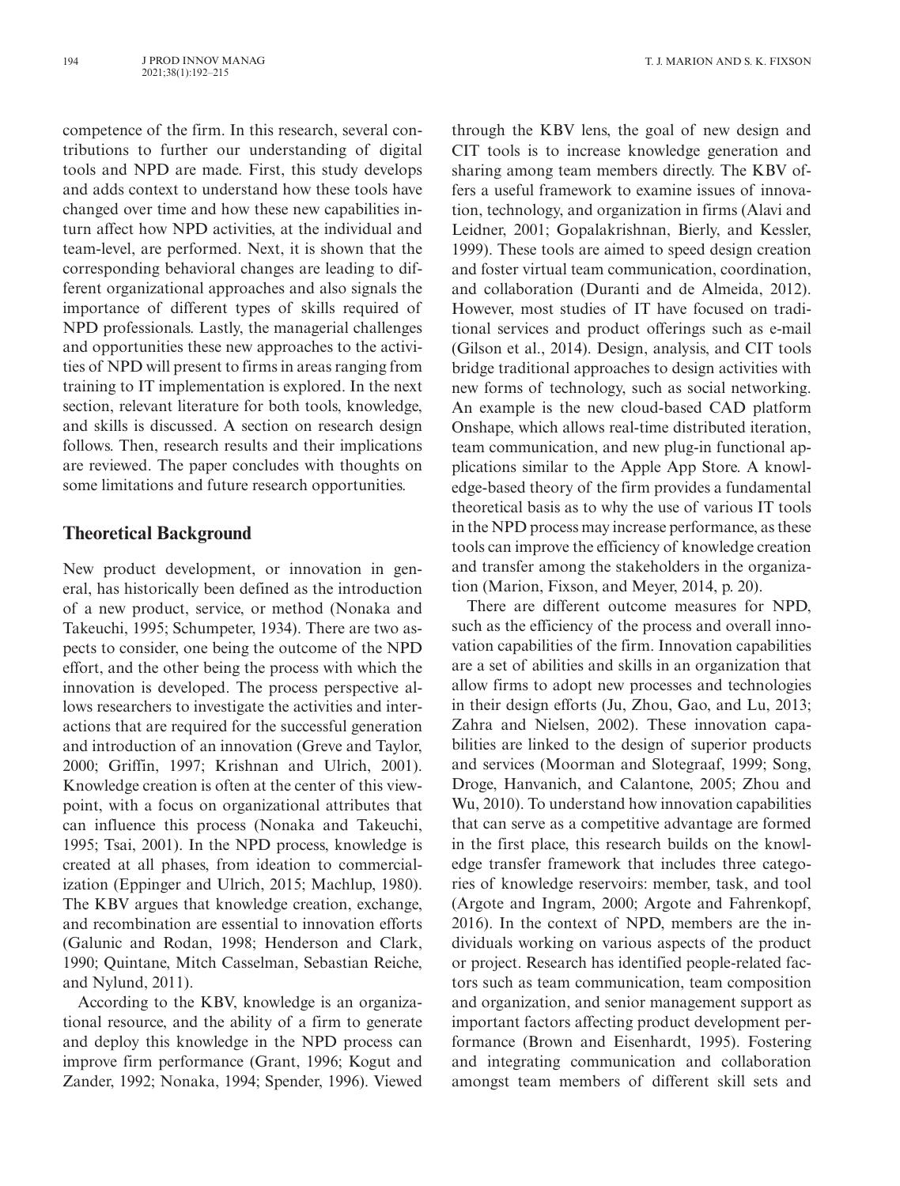competence of the firm. In this research, several contributions to further our understanding of digital tools and NPD are made. First, this study develops and adds context to understand how these tools have changed over time and how these new capabilities in turn affect how NPD activities, at the individual and team-level, are performed. Next, it is shown that the corresponding behavioral changes are leading to different organizational approaches and also signals the importance of different types of skills required of NPD professionals. Lastly, the managerial challenges and opportunities these new approaches to the activities of NPD will present to firms in areas ranging from training to IT implementation is explored. In the next section, relevant literature for both tools, knowledge, and skills is discussed. A section on research design follows. Then, research results and their implications are reviewed. The paper concludes with thoughts on some limitations and future research opportunities.

## Theoretical Background

New product development, or innovation in general, has historically been defined as the introduction of a new product, service, or method (Nonaka and Takeuchi, 1995; Schumpeter, 1934). There are two aspects to consider, one being the outcome of the NPD effort, and the other being the process with which the innovation is developed. The process perspective allows researchers to investigate the activities and interactions that are required for the successful generation and introduction of an innovation (Greve and Taylor, 2000; Griffin, 1997; Krishnan and Ulrich, 2001). Knowledge creation is often at the center of this viewpoint, with a focus on organizational attributes that can influence this process (Nonaka and Takeuchi, 1995; Tsai, 2001). In the NPD process, knowledge is created at all phases, from ideation to commercialization (Eppinger and Ulrich, 2015; Machlup, 1980). The KBV argues that knowledge creation, exchange, and recombination are essential to innovation efforts (Galunic and Rodan, 1998; Henderson and Clark, 1990; Quintane, Mitch Casselman, Sebastian Reiche, and Nylund, 2011).

According to the KBV, knowledge is an organizational resource, and the ability of a firm to generate and deploy this knowledge in the NPD process can improve firm performance (Grant, 1996; Kogut and Zander, 1992; Nonaka, 1994; Spender, 1996). Viewed through the KBV lens, the goal of new design and CIT tools is to increase knowledge generation and sharing among team members directly. The KBV offers a useful framework to examine issues of innovation, technology, and organization in firms (Alavi and Leidner, 2001; Gopalakrishnan, Bierly, and Kessler, 1999). These tools are aimed to speed design creation and foster virtual team communication, coordination, and collaboration (Duranti and de Almeida, 2012). However, most studies of IT have focused on traditional services and product offerings such as e-mail (Gilson et al., 2014). Design, analysis, and CIT tools bridge traditional approaches to design activities with new forms of technology, such as social networking. An example is the new cloud-based CAD platform Onshape, which allows real-time distributed iteration, team communication, and new plug-in functional applications similar to the Apple App Store. A knowledge-based theory of the firm provides a fundamental theoretical basis as to why the use of various IT tools in the NPD process may increase performance, as these tools can improve the efficiency of knowledge creation and transfer among the stakeholders in the organization (Marion, Fixson, and Meyer, 2014, p. 20).

There are different outcome measures for NPD, such as the efficiency of the process and overall innovation capabilities of the firm. Innovation capabilities are a set of abilities and skills in an organization that allow firms to adopt new processes and technologies in their design efforts (Ju, Zhou, Gao, and Lu, 2013; Zahra and Nielsen, 2002). These innovation capabilities are linked to the design of superior products and services (Moorman and Slotegraaf, 1999; Song, Droge, Hanvanich, and Calantone, 2005; Zhou and Wu, 2010). To understand how innovation capabilities that can serve as a competitive advantage are formed in the first place, this research builds on the knowledge transfer framework that includes three categories of knowledge reservoirs: member, task, and tool (Argote and Ingram, 2000; Argote and Fahrenkopf, 2016). In the context of NPD, members are the individuals working on various aspects of the product or project. Research has identified people-related factors such as team communication, team composition and organization, and senior management support as important factors affecting product development performance (Brown and Eisenhardt, 1995). Fostering and integrating communication and collaboration amongst team members of different skill sets and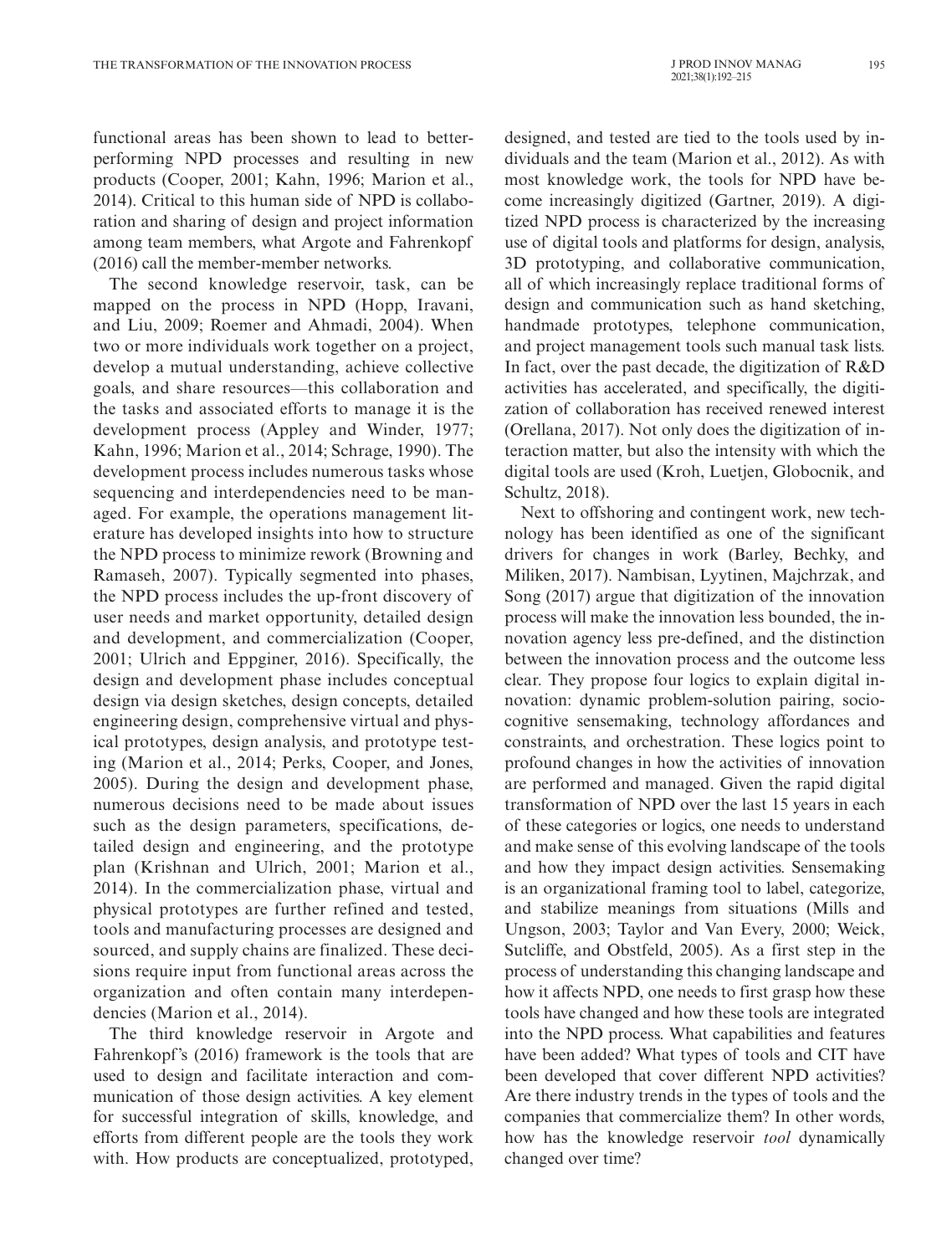functional areas has been shown to lead to better-performing NPD processes and resulting in new products (Cooper, 2001; Kahn, 1996; Marion et al., 2014). Critical to this human side of NPD is collaboration and sharing of design and project information among team members, what Argote and Fahrenkopf (2016) call the member-member networks.

The second knowledge reservoir, task, can be mapped on the process in NPD (Hopp, Iravani, and Liu, 2009; Roemer and Ahmadi, 2004). When two or more individuals work together on a project, develop a mutual understanding, achieve collective goals, and share resources—this collaboration and the tasks and associated efforts to manage it is the development process (Appley and Winder, 1977; Kahn, 1996; Marion et al., 2014; Schrage, 1990). The development process includes numerous tasks whose sequencing and interdependencies need to be managed. For example, the operations management literature has developed insights into how to structure the NPD process to minimize rework (Browning and Ramaseh, 2007). Typically segmented into phases, the NPD process includes the up-front discovery of user needs and market opportunity, detailed design and development, and commercialization (Cooper, 2001; Ulrich and Eppginer, 2016). Specifically, the design and development phase includes conceptual design via design sketches, design concepts, detailed engineering design, comprehensive virtual and physical prototypes, design analysis, and prototype testing (Marion et al., 2014; Perks, Cooper, and Jones, 2005). During the design and development phase, numerous decisions need to be made about issues such as the design parameters, specifications, detailed design and engineering, and the prototype plan (Krishnan and Ulrich, 2001; Marion et al., 2014). In the commercialization phase, virtual and physical prototypes are further refined and tested, tools and manufacturing processes are designed and sourced, and supply chains are finalized. These decisions require input from functional areas across the organization and often contain many interdependencies (Marion et al., 2014).

The third knowledge reservoir in Argote and Fahrenkopf's (2016) framework is the tools that are used to design and facilitate interaction and communication of those design activities. A key element for successful integration of skills, knowledge, and efforts from different people are the tools they work with. How products are conceptualized, prototyped, designed, and tested are tied to the tools used by individuals and the team (Marion et al., 2012). As with most knowledge work, the tools for NPD have become increasingly digitized (Gartner, 2019). A digitized NPD process is characterized by the increasing use of digital tools and platforms for design, analysis, 3D prototyping, and collaborative communication, all of which increasingly replace traditional forms of design and communication such as hand sketching, handmade prototypes, telephone communication, and project management tools such manual task lists. In fact, over the past decade, the digitization of R&D activities has accelerated, and specifically, the digitization of collaboration has received renewed interest (Orellana, 2017). Not only does the digitization of interaction matter, but also the intensity with which the digital tools are used (Kroh, Luetjen, Globocnik, and Schultz, 2018).

Next to offshoring and contingent work, new technology has been identified as one of the significant drivers for changes in work (Barley, Bechky, and Miliken, 2017). Nambisan, Lyytinen, Majchrzak, and Song (2017) argue that digitization of the innovation process will make the innovation less bounded, the innovation agency less pre-defined, and the distinction between the innovation process and the outcome less clear. They propose four logics to explain digital innovation: dynamic problem-solution pairing, socio-cognitive sensemaking, technology affordances and constraints, and orchestration. These logics point to profound changes in how the activities of innovation are performed and managed. Given the rapid digital transformation of NPD over the last 15 years in each of these categories or logics, one needs to understand and make sense of this evolving landscape of the tools and how they impact design activities. Sensemaking is an organizational framing tool to label, categorize, and stabilize meanings from situations (Mills and Ungson, 2003; Taylor and Van Every, 2000; Weick, Sutcliffe, and Obstfeld, 2005). As a first step in the process of understanding this changing landscape and how it affects NPD, one needs to first grasp how these tools have changed and how these tools are integrated into the NPD process. What capabilities and features have been added? What types of tools and CIT have been developed that cover different NPD activities? Are there industry trends in the types of tools and the companies that commercialize them? In other words, how has the knowledge reservoir *tool* dynamically changed over time?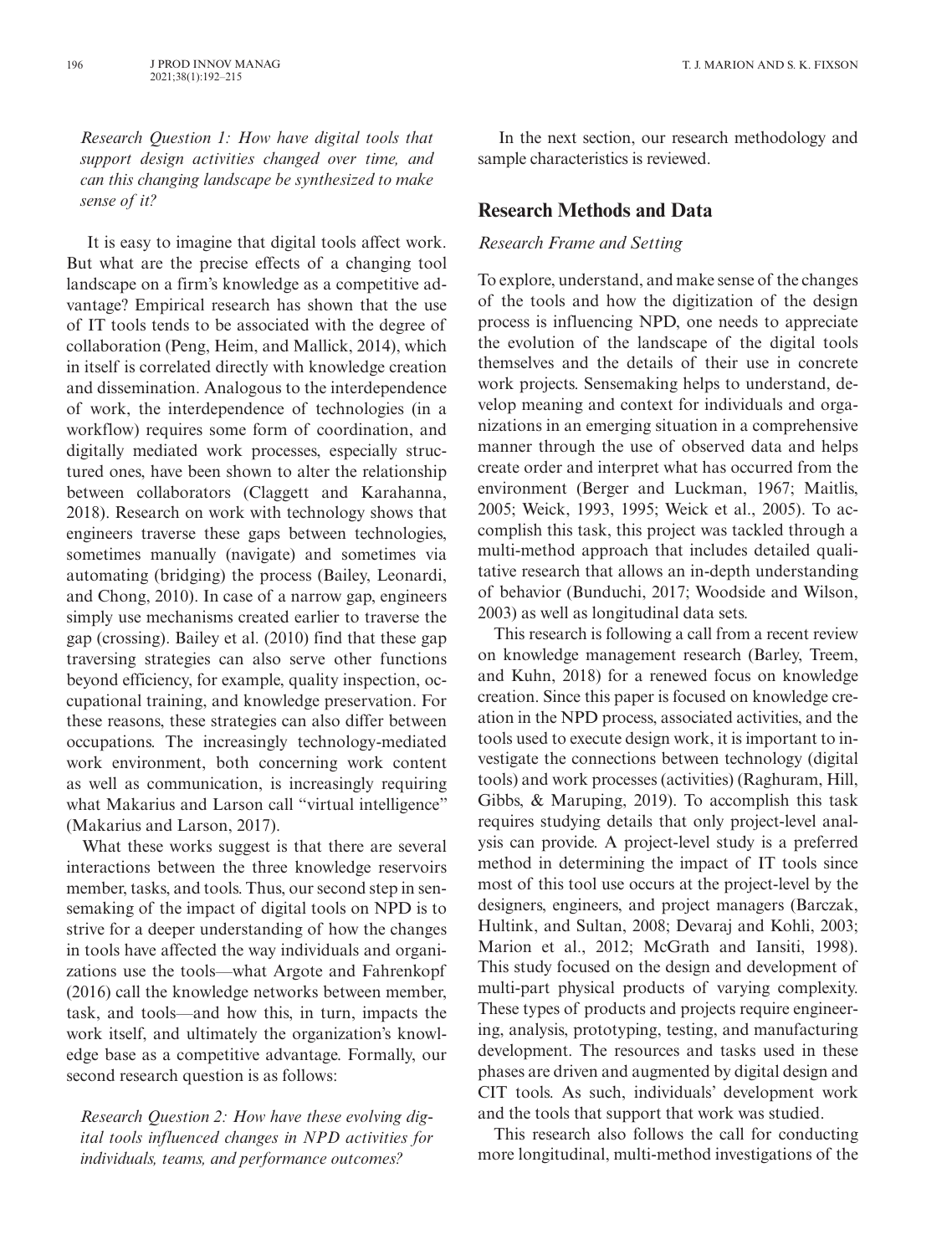*Research Question 1: How have digital tools that support design activities changed over time, and can this changing landscape be synthesized to make sense of it?*

It is easy to imagine that digital tools affect work. But what are the precise effects of a changing tool landscape on a firm's knowledge as a competitive advantage? Empirical research has shown that the use of IT tools tends to be associated with the degree of collaboration (Peng, Heim, and Mallick, 2014), which in itself is correlated directly with knowledge creation and dissemination. Analogous to the interdependence of work, the interdependence of technologies (in a workflow) requires some form of coordination, and digitally mediated work processes, especially structured ones, have been shown to alter the relationship between collaborators (Claggett and Karahanna, 2018). Research on work with technology shows that engineers traverse these gaps between technologies, sometimes manually (navigate) and sometimes via automating (bridging) the process (Bailey, Leonardi, and Chong, 2010). In case of a narrow gap, engineers simply use mechanisms created earlier to traverse the gap (crossing). Bailey et al. (2010) find that these gap traversing strategies can also serve other functions beyond efficiency, for example, quality inspection, occupational training, and knowledge preservation. For these reasons, these strategies can also differ between occupations. The increasingly technology-mediated work environment, both concerning work content as well as communication, is increasingly requiring what Makarius and Larson call "virtual intelligence" (Makarius and Larson, 2017).

What these works suggest is that there are several interactions between the three knowledge reservoirs member, tasks, and tools. Thus, our second step in sensemaking of the impact of digital tools on NPD is to strive for a deeper understanding of how the changes in tools have affected the way individuals and organizations use the tools—what Argote and Fahrenkopf (2016) call the knowledge networks between member, task, and tools—and how this, in turn, impacts the work itself, and ultimately the organization's knowledge base as a competitive advantage. Formally, our second research question is as follows:

*Research Question 2: How have these evolving digital tools influenced changes in NPD activities for individuals, teams, and performance outcomes?*

In the next section, our research methodology and sample characteristics is reviewed.

## Research Methods and Data

### Research Frame and Setting

To explore, understand, and make sense of the changes of the tools and how the digitization of the design process is influencing NPD, one needs to appreciate the evolution of the landscape of the digital tools themselves and the details of their use in concrete work projects. Sensemaking helps to understand, develop meaning and context for individuals and organizations in an emerging situation in a comprehensive manner through the use of observed data and helps create order and interpret what has occurred from the environment (Berger and Luckman, 1967; Maitlis, 2005; Weick, 1993, 1995; Weick et al., 2005). To accomplish this task, this project was tackled through a multi-method approach that includes detailed qualitative research that allows an in-depth understanding of behavior (Bunduchi, 2017; Woodside and Wilson, 2003) as well as longitudinal data sets.

This research is following a call from a recent review on knowledge management research (Barley, Treem, and Kuhn, 2018) for a renewed focus on knowledge creation. Since this paper is focused on knowledge creation in the NPD process, associated activities, and the tools used to execute design work, it is important to investigate the connections between technology (digital tools) and work processes (activities) (Raghuram, Hill, Gibbs, & Maruping, 2019). To accomplish this task requires studying details that only project-level analysis can provide. A project-level study is a preferred method in determining the impact of IT tools since most of this tool use occurs at the project-level by the designers, engineers, and project managers (Barczak, Hultink, and Sultan, 2008; Devaraj and Kohli, 2003; Marion et al., 2012; McGrath and Iansiti, 1998). This study focused on the design and development of multi-part physical products of varying complexity. These types of products and projects require engineering, analysis, prototyping, testing, and manufacturing development. The resources and tasks used in these phases are driven and augmented by digital design and CIT tools. As such, individuals' development work and the tools that support that work was studied.

This research also follows the call for conducting more longitudinal, multi-method investigations of the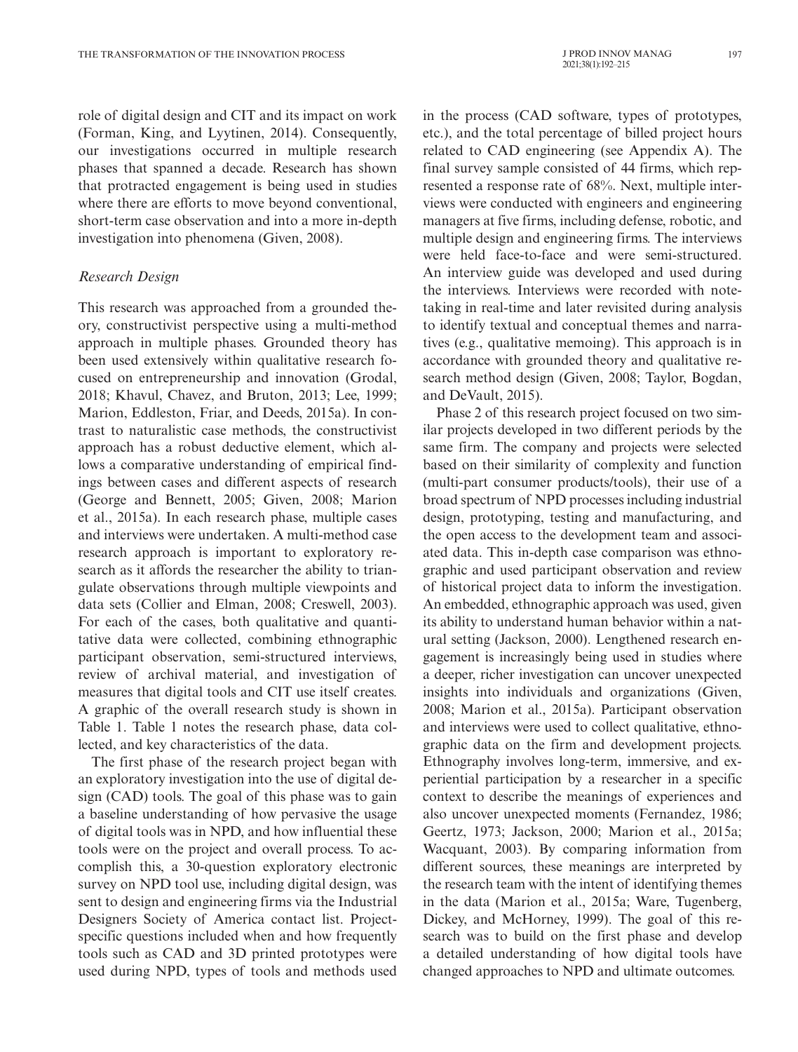role of digital design and CIT and its impact on work (Forman, King, and Lyytinen, 2014). Consequently, our investigations occurred in multiple research phases that spanned a decade. Research has shown that protracted engagement is being used in studies where there are efforts to move beyond conventional, short-term case observation and into a more in-depth investigation into phenomena (Given, 2008).

### Research Design

This research was approached from a grounded theory, constructivist perspective using a multi-method approach in multiple phases. Grounded theory has been used extensively within qualitative research focused on entrepreneurship and innovation (Grodal, 2018; Khavul, Chavez, and Bruton, 2013; Lee, 1999; Marion, Eddleston, Friar, and Deeds, 2015a). In contrast to naturalistic case methods, the constructivist approach has a robust deductive element, which allows a comparative understanding of empirical findings between cases and different aspects of research (George and Bennett, 2005; Given, 2008; Marion et al., 2015a). In each research phase, multiple cases and interviews were undertaken. A multi-method case research approach is important to exploratory research as it affords the researcher the ability to triangulate observations through multiple viewpoints and data sets (Collier and Elman, 2008; Creswell, 2003). For each of the cases, both qualitative and quantitative data were collected, combining ethnographic participant observation, semi-structured interviews, review of archival material, and investigation of measures that digital tools and CIT use itself creates. A graphic of the overall research study is shown in Table 1. Table 1 notes the research phase, data collected, and key characteristics of the data.

The first phase of the research project began with an exploratory investigation into the use of digital design (CAD) tools. The goal of this phase was to gain a baseline understanding of how pervasive the usage of digital tools was in NPD, and how influential these tools were on the project and overall process. To accomplish this, a 30-question exploratory electronic survey on NPD tool use, including digital design, was sent to design and engineering firms via the Industrial Designers Society of America contact list. Project-specific questions included when and how frequently tools such as CAD and 3D printed prototypes were used during NPD, types of tools and methods used in the process (CAD software, types of prototypes, etc.), and the total percentage of billed project hours related to CAD engineering (see Appendix A). The final survey sample consisted of 44 firms, which represented a response rate of 68%. Next, multiple interviews were conducted with engineers and engineering managers at five firms, including defense, robotic, and multiple design and engineering firms. The interviews were held face-to-face and were semi-structured. An interview guide was developed and used during the interviews. Interviews were recorded with note-taking in real-time and later revisited during analysis to identify textual and conceptual themes and narratives (e.g., qualitative memoing). This approach is in accordance with grounded theory and qualitative research method design (Given, 2008; Taylor, Bogdan, and DeVault, 2015).

Phase 2 of this research project focused on two similar projects developed in two different periods by the same firm. The company and projects were selected based on their similarity of complexity and function (multi-part consumer products/tools), their use of a broad spectrum of NPD processes including industrial design, prototyping, testing and manufacturing, and the open access to the development team and associated data. This in-depth case comparison was ethnographic and used participant observation and review of historical project data to inform the investigation. An embedded, ethnographic approach was used, given its ability to understand human behavior within a natural setting (Jackson, 2000). Lengthened research engagement is increasingly being used in studies where a deeper, richer investigation can uncover unexpected insights into individuals and organizations (Given, 2008; Marion et al., 2015a). Participant observation and interviews were used to collect qualitative, ethnographic data on the firm and development projects. Ethnography involves long-term, immersive, and experiential participation by a researcher in a specific context to describe the meanings of experiences and also uncover unexpected moments (Fernandez, 1986; Geertz, 1973; Jackson, 2000; Marion et al., 2015a; Wacquant, 2003). By comparing information from different sources, these meanings are interpreted by the research team with the intent of identifying themes in the data (Marion et al., 2015a; Ware, Tugenberg, Dickey, and McHorney, 1999). The goal of this research was to build on the first phase and develop a detailed understanding of how digital tools have changed approaches to NPD and ultimate outcomes.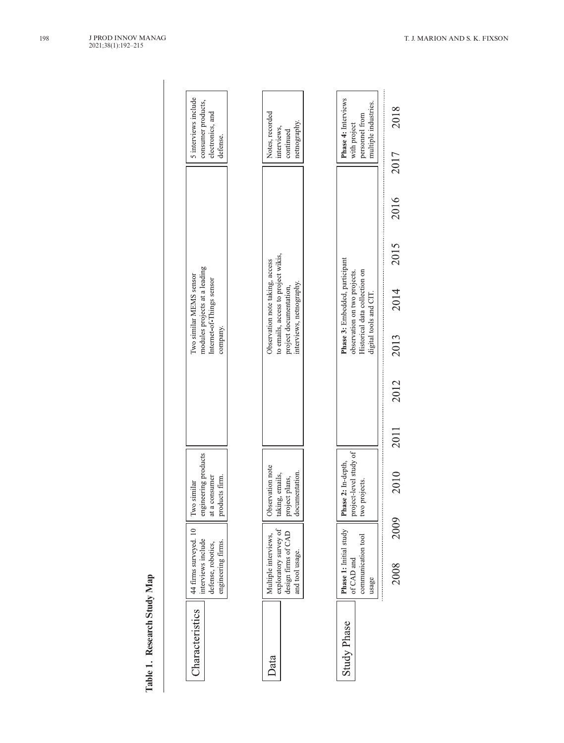**Table 1. Research Study Map**

| | Phase 1 (2008–2009) | Phase 2 (2009–2011) | Phase 3 (2013–2016) | Phase 4 (2017–2018) |
|---|---|---|---|---|
| Characteristics | 44 firms surveyed. 10 interviews include defense, robotics, engineering firms. | Two similar engineering products at a consumer products firm. | Two similar MEMS sensor modules projects at a leading Internet-of-Things sensor company. | 5 interviews include consumer products, electronics, and defense. |
| Data | Multiple interviews, exploratory survey of design firms of CAD and tool usage. | Observation note taking, emails, project plans, documentation. | Observation note taking, access to emails, access to project wikis, project documentation, interviews, netnography. | Notes, recorded interviews, continued netnography. |
| Study Phase | **Phase 1:** Initial study of CAD and communication tool usage | **Phase 2:** In-depth, project-level study of two projects. | **Phase 3:** Embedded, participant observation on two projects. Historical data collection on digital tools and CIT. | **Phase 4:** Interviews with project personnel from multiple industries. |

2008 2009 2010 2011 2012 2013 2014 2015 2016 2017 2018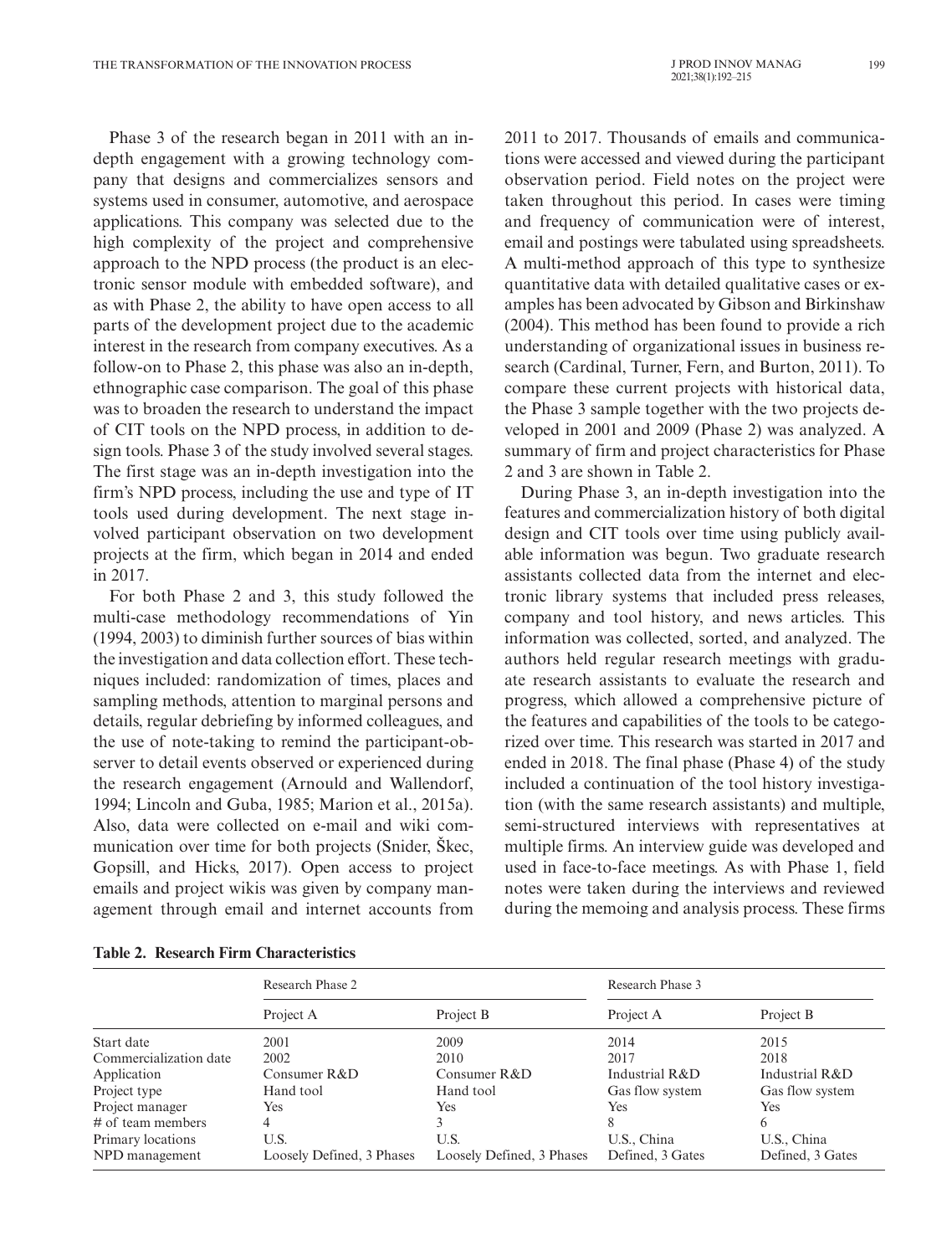Phase 3 of the research began in 2011 with an in-depth engagement with a growing technology company that designs and commercializes sensors and systems used in consumer, automotive, and aerospace applications. This company was selected due to the high complexity of the project and comprehensive approach to the NPD process (the product is an electronic sensor module with embedded software), and as with Phase 2, the ability to have open access to all parts of the development project due to the academic interest in the research from company executives. As a follow-on to Phase 2, this phase was also an in-depth, ethnographic case comparison. The goal of this phase was to broaden the research to understand the impact of CIT tools on the NPD process, in addition to design tools. Phase 3 of the study involved several stages. The first stage was an in-depth investigation into the firm's NPD process, including the use and type of IT tools used during development. The next stage involved participant observation on two development projects at the firm, which began in 2014 and ended in 2017.

For both Phase 2 and 3, this study followed the multi-case methodology recommendations of Yin (1994, 2003) to diminish further sources of bias within the investigation and data collection effort. These techniques included: randomization of times, places and sampling methods, attention to marginal persons and details, regular debriefing by informed colleagues, and the use of note-taking to remind the participant-observer to detail events observed or experienced during the research engagement (Arnould and Wallendorf, 1994; Lincoln and Guba, 1985; Marion et al., 2015a). Also, data were collected on e-mail and wiki communication over time for both projects (Snider, Škec, Gopsill, and Hicks, 2017). Open access to project emails and project wikis was given by company management through email and internet accounts from 2011 to 2017. Thousands of emails and communications were accessed and viewed during the participant observation period. Field notes on the project were taken throughout this period. In cases were timing and frequency of communication were of interest, email and postings were tabulated using spreadsheets. A multi-method approach of this type to synthesize quantitative data with detailed qualitative cases or examples has been advocated by Gibson and Birkinshaw (2004). This method has been found to provide a rich understanding of organizational issues in business research (Cardinal, Turner, Fern, and Burton, 2011). To compare these current projects with historical data, the Phase 3 sample together with the two projects developed in 2001 and 2009 (Phase 2) was analyzed. A summary of firm and project characteristics for Phase 2 and 3 are shown in Table 2.

During Phase 3, an in-depth investigation into the features and commercialization history of both digital design and CIT tools over time using publicly available information was begun. Two graduate research assistants collected data from the internet and electronic library systems that included press releases, company and tool history, and news articles. This information was collected, sorted, and analyzed. The authors held regular research meetings with graduate research assistants to evaluate the research and progress, which allowed a comprehensive picture of the features and capabilities of the tools to be categorized over time. This research was started in 2017 and ended in 2018. The final phase (Phase 4) of the study included a continuation of the tool history investigation (with the same research assistants) and multiple, semi-structured interviews with representatives at multiple firms. An interview guide was developed and used in face-to-face meetings. As with Phase 1, field notes were taken during the interviews and reviewed during the memoing and analysis process. These firms

**Table 2. Research Firm Characteristics**

| | Research Phase 2 | | Research Phase 3 | |
|---|---|---|---|---|
| | Project A | Project B | Project A | Project B |
| Start date | 2001 | 2009 | 2014 | 2015 |
| Commercialization date | 2002 | 2010 | 2017 | 2018 |
| Application | Consumer R&D | Consumer R&D | Industrial R&D | Industrial R&D |
| Project type | Hand tool | Hand tool | Gas flow system | Gas flow system |
| Project manager | Yes | Yes | Yes | Yes |
| # of team members | 4 | 3 | 8 | 6 |
| Primary locations | U.S. | U.S. | U.S., China | U.S., China |
| NPD management | Loosely Defined, 3 Phases | Loosely Defined, 3 Phases | Defined, 3 Gates | Defined, 3 Gates |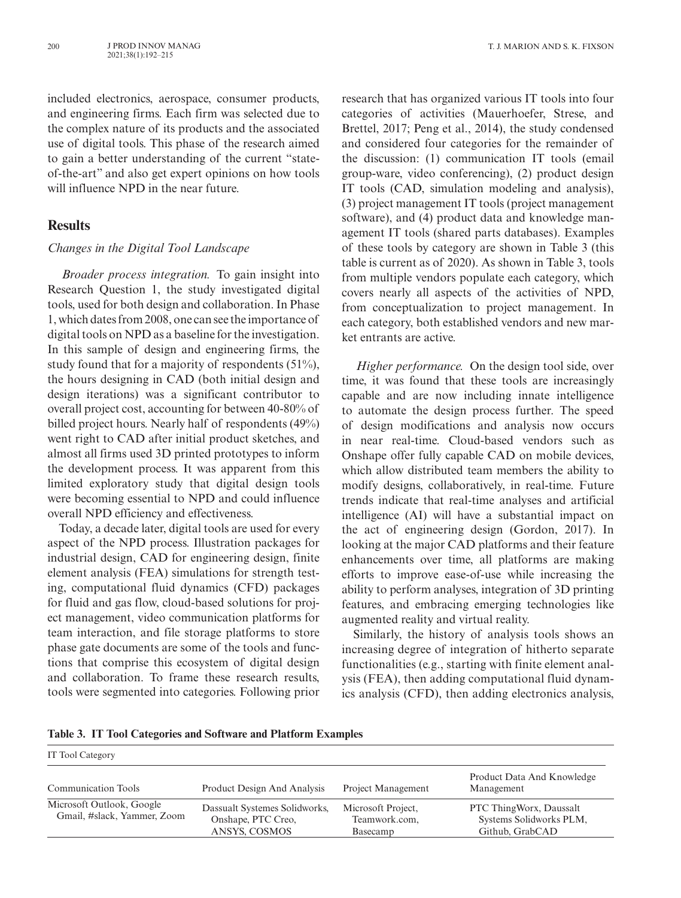included electronics, aerospace, consumer products, and engineering firms. Each firm was selected due to the complex nature of its products and the associated use of digital tools. This phase of the research aimed to gain a better understanding of the current "state-of-the-art" and also get expert opinions on how tools will influence NPD in the near future.

## Results

### Changes in the Digital Tool Landscape

*Broader process integration.* To gain insight into Research Question 1, the study investigated digital tools, used for both design and collaboration. In Phase 1, which dates from 2008, one can see the importance of digital tools on NPD as a baseline for the investigation. In this sample of design and engineering firms, the study found that for a majority of respondents (51%), the hours designing in CAD (both initial design and design iterations) was a significant contributor to overall project cost, accounting for between 40-80% of billed project hours. Nearly half of respondents (49%) went right to CAD after initial product sketches, and almost all firms used 3D printed prototypes to inform the development process. It was apparent from this limited exploratory study that digital design tools were becoming essential to NPD and could influence overall NPD efficiency and effectiveness.

Today, a decade later, digital tools are used for every aspect of the NPD process. Illustration packages for industrial design, CAD for engineering design, finite element analysis (FEA) simulations for strength testing, computational fluid dynamics (CFD) packages for fluid and gas flow, cloud-based solutions for project management, video communication platforms for team interaction, and file storage platforms to store phase gate documents are some of the tools and functions that comprise this ecosystem of digital design and collaboration. To frame these research results, tools were segmented into categories. Following prior research that has organized various IT tools into four categories of activities (Mauerhoefer, Strese, and Brettel, 2017; Peng et al., 2014), the study condensed and considered four categories for the remainder of the discussion: (1) communication IT tools (email group-ware, video conferencing), (2) product design IT tools (CAD, simulation modeling and analysis), (3) project management IT tools (project management software), and (4) product data and knowledge management IT tools (shared parts databases). Examples of these tools by category are shown in Table 3 (this table is current as of 2020). As shown in Table 3, tools from multiple vendors populate each category, which covers nearly all aspects of the activities of NPD, from conceptualization to project management. In each category, both established vendors and new market entrants are active.

*Higher performance.* On the design tool side, over time, it was found that these tools are increasingly capable and are now including innate intelligence to automate the design process further. The speed of design modifications and analysis now occurs in near real-time. Cloud-based vendors such as Onshape offer fully capable CAD on mobile devices, which allow distributed team members the ability to modify designs, collaboratively, in real-time. Future trends indicate that real-time analyses and artificial intelligence (AI) will have a substantial impact on the act of engineering design (Gordon, 2017). In looking at the major CAD platforms and their feature enhancements over time, all platforms are making efforts to improve ease-of-use while increasing the ability to perform analyses, integration of 3D printing features, and embracing emerging technologies like augmented reality and virtual reality.

Similarly, the history of analysis tools shows an increasing degree of integration of hitherto separate functionalities (e.g., starting with finite element analysis (FEA), then adding computational fluid dynamics analysis (CFD), then adding electronics analysis,

**Table 3. IT Tool Categories and Software and Platform Examples**

| IT Tool Category | | | |
|---|---|---|---|
| Communication Tools | Product Design And Analysis | Project Management | Product Data And Knowledge Management |
| Microsoft Outlook, Google Gmail, #slack, Yammer, Zoom | Dassault Systemes Solidworks, Onshape, PTC Creo, ANSYS, COSMOS | Microsoft Project, Teamwork.com, Basecamp | PTC ThingWorx, Daussalt Systems Solidworks PLM, Github, GrabCAD |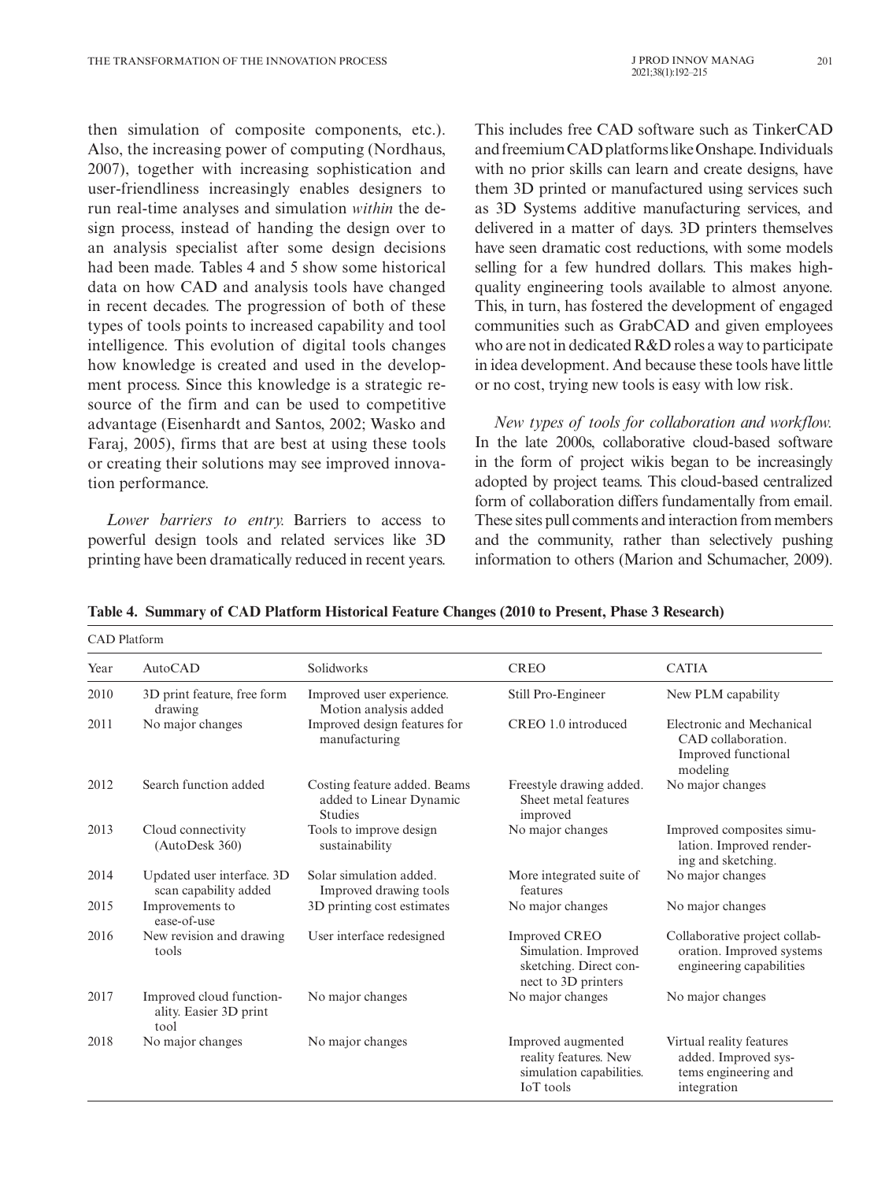then simulation of composite components, etc.). Also, the increasing power of computing (Nordhaus, 2007), together with increasing sophistication and user-friendliness increasingly enables designers to run real-time analyses and simulation *within* the design process, instead of handing the design over to an analysis specialist after some design decisions had been made. Tables 4 and 5 show some historical data on how CAD and analysis tools have changed in recent decades. The progression of both of these types of tools points to increased capability and tool intelligence. This evolution of digital tools changes how knowledge is created and used in the development process. Since this knowledge is a strategic resource of the firm and can be used to competitive advantage (Eisenhardt and Santos, 2002; Wasko and Faraj, 2005), firms that are best at using these tools or creating their solutions may see improved innovation performance.

*Lower barriers to entry.* Barriers to access to powerful design tools and related services like 3D printing have been dramatically reduced in recent years. This includes free CAD software such as TinkerCAD and freemium CAD platforms like Onshape. Individuals with no prior skills can learn and create designs, have them 3D printed or manufactured using services such as 3D Systems additive manufacturing services, and delivered in a matter of days. 3D printers themselves have seen dramatic cost reductions, with some models selling for a few hundred dollars. This makes high-quality engineering tools available to almost anyone. This, in turn, has fostered the development of engaged communities such as GrabCAD and given employees who are not in dedicated R&D roles a way to participate in idea development. And because these tools have little or no cost, trying new tools is easy with low risk.

*New types of tools for collaboration and workflow.* In the late 2000s, collaborative cloud-based software in the form of project wikis began to be increasingly adopted by project teams. This cloud-based centralized form of collaboration differs fundamentally from email. These sites pull comments and interaction from members and the community, rather than selectively pushing information to others (Marion and Schumacher, 2009).

**Table 4. Summary of CAD Platform Historical Feature Changes (2010 to Present, Phase 3 Research)**

| | CAD Platform | | | |
|---|---|---|---|---|
| Year | AutoCAD | Solidworks | CREO | CATIA |
| 2010 | 3D print feature, free form drawing | Improved user experience. Motion analysis added | Still Pro-Engineer | New PLM capability |
| 2011 | No major changes | Improved design features for manufacturing | CREO 1.0 introduced | Electronic and Mechanical CAD collaboration. Improved functional modeling |
| 2012 | Search function added | Costing feature added. Beams added to Linear Dynamic Studies | Freestyle drawing added. Sheet metal features improved | No major changes |
| 2013 | Cloud connectivity (AutoDesk 360) | Tools to improve design sustainability | No major changes | Improved composites simulation. Improved rendering and sketching. |
| 2014 | Updated user interface. 3D scan capability added | Solar simulation added. Improved drawing tools | More integrated suite of features | No major changes |
| 2015 | Improvements to ease-of-use | 3D printing cost estimates | No major changes | No major changes |
| 2016 | New revision and drawing tools | User interface redesigned | Improved CREO Simulation. Improved sketching. Direct connect to 3D printers | Collaborative project collaboration. Improved systems engineering capabilities |
| 2017 | Improved cloud functionality. Easier 3D print tool | No major changes | No major changes | No major changes |
| 2018 | No major changes | No major changes | Improved augmented reality features. New simulation capabilities. IoT tools | Virtual reality features added. Improved systems engineering and integration |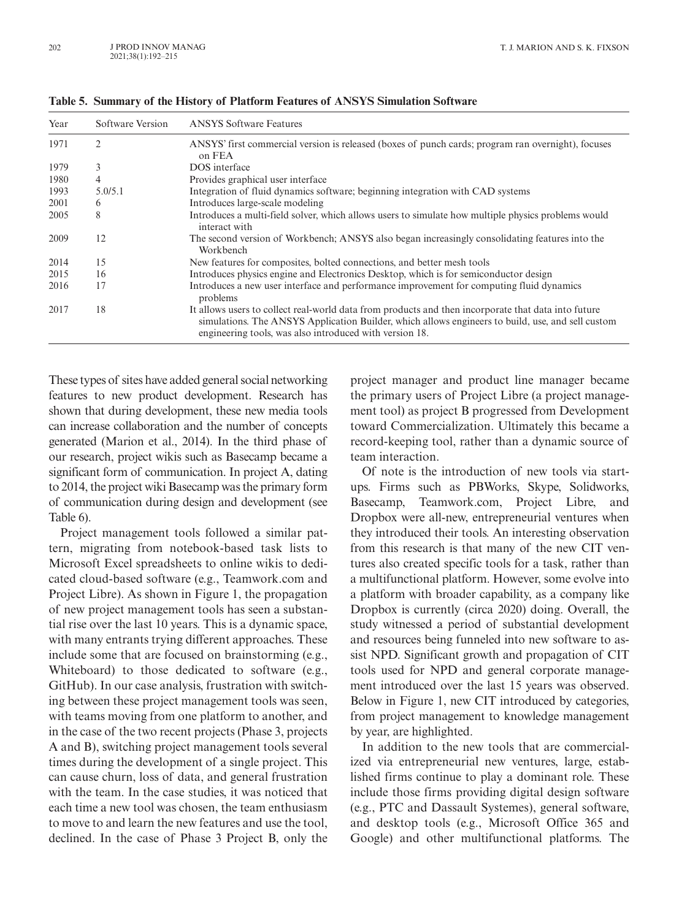**Table 5. Summary of the History of Platform Features of ANSYS Simulation Software**

| Year | Software Version | ANSYS Software Features |
|---|---|---|
| 1971 | 2 | ANSYS' first commercial version is released (boxes of punch cards; program ran overnight), focuses on FEA |
| 1979 | 3 | DOS interface |
| 1980 | 4 | Provides graphical user interface |
| 1993 | 5.0/5.1 | Integration of fluid dynamics software; beginning integration with CAD systems |
| 2001 | 6 | Introduces large-scale modeling |
| 2005 | 8 | Introduces a multi-field solver, which allows users to simulate how multiple physics problems would interact with |
| 2009 | 12 | The second version of Workbench; ANSYS also began increasingly consolidating features into the Workbench |
| 2014 | 15 | New features for composites, bolted connections, and better mesh tools |
| 2015 | 16 | Introduces physics engine and Electronics Desktop, which is for semiconductor design |
| 2016 | 17 | Introduces a new user interface and performance improvement for computing fluid dynamics problems |
| 2017 | 18 | It allows users to collect real-world data from products and then incorporate that data into future simulations. The ANSYS Application Builder, which allows engineers to build, use, and sell custom engineering tools, was also introduced with version 18. |

These types of sites have added general social networking features to new product development. Research has shown that during development, these new media tools can increase collaboration and the number of concepts generated (Marion et al., 2014). In the third phase of our research, project wikis such as Basecamp became a significant form of communication. In project A, dating to 2014, the project wiki Basecamp was the primary form of communication during design and development (see Table 6).

Project management tools followed a similar pattern, migrating from notebook-based task lists to Microsoft Excel spreadsheets to online wikis to dedicated cloud-based software (e.g., Teamwork.com and Project Libre). As shown in Figure 1, the propagation of new project management tools has seen a substantial rise over the last 10 years. This is a dynamic space, with many entrants trying different approaches. These include some that are focused on brainstorming (e.g., Whiteboard) to those dedicated to software (e.g., GitHub). In our case analysis, frustration with switching between these project management tools was seen, with teams moving from one platform to another, and in the case of the two recent projects (Phase 3, projects A and B), switching project management tools several times during the development of a single project. This can cause churn, loss of data, and general frustration with the team. In the case studies, it was noticed that each time a new tool was chosen, the team enthusiasm to move to and learn the new features and use the tool, declined. In the case of Phase 3 Project B, only the project manager and product line manager became the primary users of Project Libre (a project management tool) as project B progressed from Development toward Commercialization. Ultimately this became a record-keeping tool, rather than a dynamic source of team interaction.

Of note is the introduction of new tools via startups. Firms such as PBWorks, Skype, Solidworks, Basecamp, Teamwork.com, Project Libre, and Dropbox were all-new, entrepreneurial ventures when they introduced their tools. An interesting observation from this research is that many of the new CIT ventures also created specific tools for a task, rather than a multifunctional platform. However, some evolve into a platform with broader capability, as a company like Dropbox is currently (circa 2020) doing. Overall, the study witnessed a period of substantial development and resources being funneled into new software to assist NPD. Significant growth and propagation of CIT tools used for NPD and general corporate management introduced over the last 15 years was observed. Below in Figure 1, new CIT introduced by categories, from project management to knowledge management by year, are highlighted.

In addition to the new tools that are commercialized via entrepreneurial new ventures, large, established firms continue to play a dominant role. These include those firms providing digital design software (e.g., PTC and Dassault Systemes), general software, and desktop tools (e.g., Microsoft Office 365 and Google) and other multifunctional platforms. The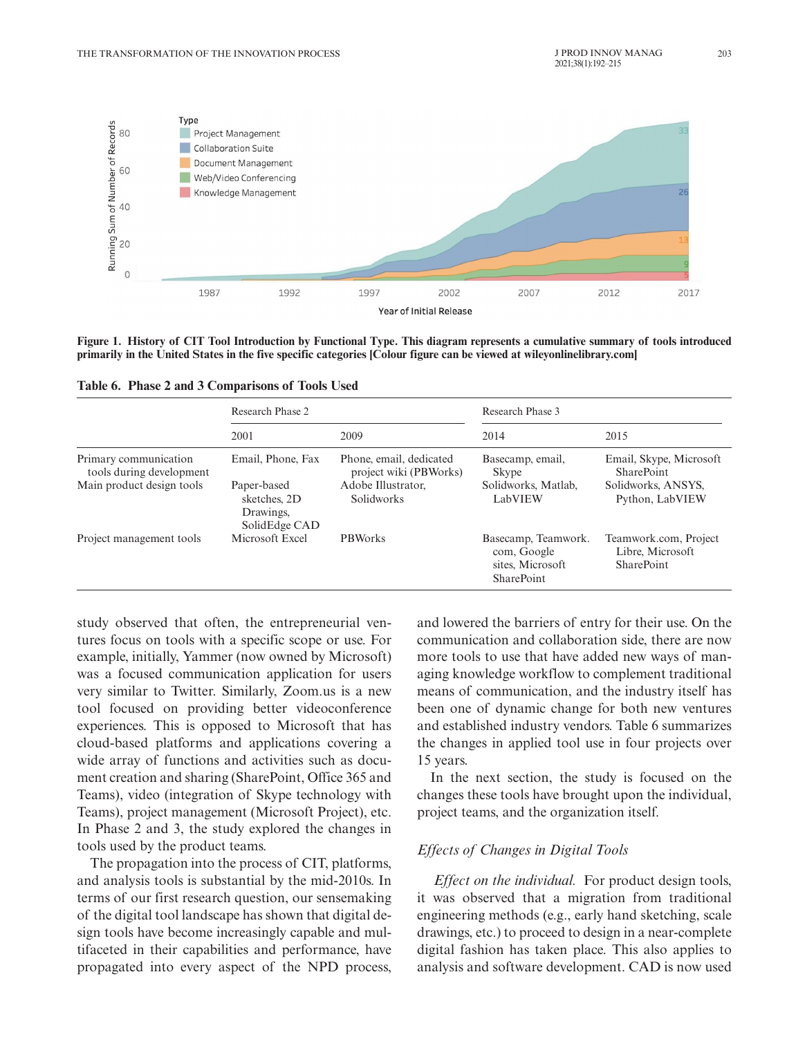Figure 1. **History of CIT Tool Introduction by Functional Type. This diagram represents a cumulative summary of tools introduced primarily in the United States in the five specific categories [Colour figure can be viewed at wileyonlinelibrary.com]**

**Table 6. Phase 2 and 3 Comparisons of Tools Used**

| | Research Phase 2 | | Research Phase 3 | |
|---|---|---|---|---|
| | 2001 | 2009 | 2014 | 2015 |
| Primary communication tools during development | Email, Phone, Fax | Phone, email, dedicated project wiki (PBWorks) | Basecamp, email, Skype | Email, Skype, Microsoft SharePoint |
| Main product design tools | Paper-based sketches, 2D Drawings, SolidEdge CAD | Adobe Illustrator, Solidworks | Solidworks, Matlab, LabVIEW | Solidworks, ANSYS, Python, LabVIEW |
| Project management tools | Microsoft Excel | PBWorks | Basecamp, Teamwork.com, Google sites, Microsoft SharePoint | Teamwork.com, Project Libre, Microsoft SharePoint |

study observed that often, the entrepreneurial ventures focus on tools with a specific scope or use. For example, initially, Yammer (now owned by Microsoft) was a focused communication application for users very similar to Twitter. Similarly, Zoom.us is a new tool focused on providing better videoconference experiences. This is opposed to Microsoft that has cloud-based platforms and applications covering a wide array of functions and activities such as document creation and sharing (SharePoint, Office 365 and Teams), video (integration of Skype technology with Teams), project management (Microsoft Project), etc. In Phase 2 and 3, the study explored the changes in tools used by the product teams.

The propagation into the process of CIT, platforms, and analysis tools is substantial by the mid-2010s. In terms of our first research question, our sensemaking of the digital tool landscape has shown that digital design tools have become increasingly capable and multifaceted in their capabilities and performance, have propagated into every aspect of the NPD process, and lowered the barriers of entry for their use. On the communication and collaboration side, there are now more tools to use that have added new ways of managing knowledge workflow to complement traditional means of communication, and the industry itself has been one of dynamic change for both new ventures and established industry vendors. Table 6 summarizes the changes in applied tool use in four projects over 15 years.

In the next section, the study is focused on the changes these tools have brought upon the individual, project teams, and the organization itself.

### *Effects of Changes in Digital Tools*

*Effect on the individual.* For product design tools, it was observed that a migration from traditional engineering methods (e.g., early hand sketching, scale drawings, etc.) to proceed to design in a near-complete digital fashion has taken place. This also applies to analysis and software development. CAD is now used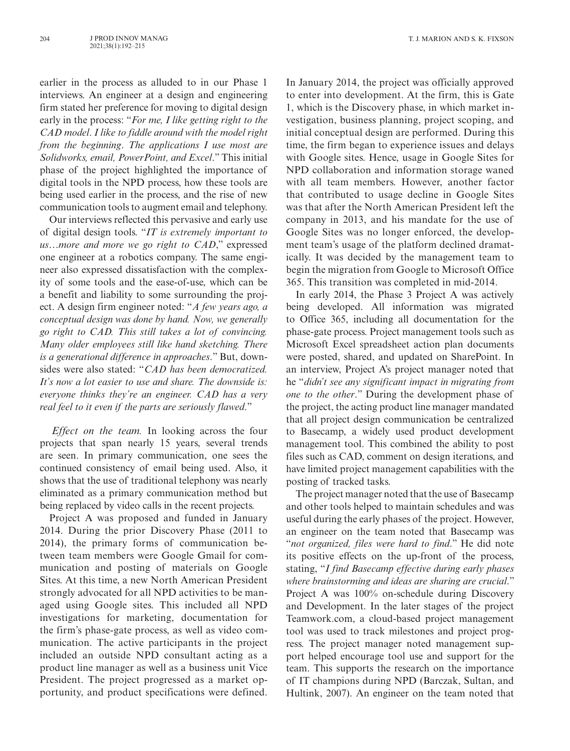earlier in the process as alluded to in our Phase 1 interviews. An engineer at a design and engineering firm stated her preference for moving to digital design early in the process: "*For me, I like getting right to the CAD model. I like to fiddle around with the model right from the beginning. The applications I use most are Solidworks, email, PowerPoint, and Excel.*" This initial phase of the project highlighted the importance of digital tools in the NPD process, how these tools are being used earlier in the process, and the rise of new communication tools to augment email and telephony.

Our interviews reflected this pervasive and early use of digital design tools. "*IT is extremely important to us…more and more we go right to CAD*," expressed one engineer at a robotics company. The same engineer also expressed dissatisfaction with the complexity of some tools and the ease-of-use, which can be a benefit and liability to some surrounding the project. A design firm engineer noted: "*A few years ago, a conceptual design was done by hand. Now, we generally go right to CAD. This still takes a lot of convincing. Many older employees still like hand sketching. There is a generational difference in approaches*." But, downsides were also stated: "*CAD has been democratized. It's now a lot easier to use and share. The downside is: everyone thinks they're an engineer. CAD has a very real feel to it even if the parts are seriously flawed*."

*Effect on the team.* In looking across the four projects that span nearly 15 years, several trends are seen. In primary communication, one sees the continued consistency of email being used. Also, it shows that the use of traditional telephony was nearly eliminated as a primary communication method but being replaced by video calls in the recent projects.

Project A was proposed and funded in January 2014. During the prior Discovery Phase (2011 to 2014), the primary forms of communication between team members were Google Gmail for communication and posting of materials on Google Sites. At this time, a new North American President strongly advocated for all NPD activities to be managed using Google sites. This included all NPD investigations for marketing, documentation for the firm's phase-gate process, as well as video communication. The active participants in the project included an outside NPD consultant acting as a product line manager as well as a business unit Vice President. The project progressed as a market opportunity, and product specifications were defined. In January 2014, the project was officially approved to enter into development. At the firm, this is Gate 1, which is the Discovery phase, in which market investigation, business planning, project scoping, and initial conceptual design are performed. During this time, the firm began to experience issues and delays with Google sites. Hence, usage in Google Sites for NPD collaboration and information storage waned with all team members. However, another factor that contributed to usage decline in Google Sites was that after the North American President left the company in 2013, and his mandate for the use of Google Sites was no longer enforced, the development team's usage of the platform declined dramatically. It was decided by the management team to begin the migration from Google to Microsoft Office 365. This transition was completed in mid-2014.

In early 2014, the Phase 3 Project A was actively being developed. All information was migrated to Office 365, including all documentation for the phase-gate process. Project management tools such as Microsoft Excel spreadsheet action plan documents were posted, shared, and updated on SharePoint. In an interview, Project A's project manager noted that he "*didn't see any significant impact in migrating from one to the other*." During the development phase of the project, the acting product line manager mandated that all project design communication be centralized to Basecamp, a widely used product development management tool. This combined the ability to post files such as CAD, comment on design iterations, and have limited project management capabilities with the posting of tracked tasks.

The project manager noted that the use of Basecamp and other tools helped to maintain schedules and was useful during the early phases of the project. However, an engineer on the team noted that Basecamp was "*not organized, files were hard to find*." He did note its positive effects on the up-front of the process, stating, "*I find Basecamp effective during early phases where brainstorming and ideas are sharing are crucial*." Project A was 100% on-schedule during Discovery and Development. In the later stages of the project Teamwork.com, a cloud-based project management tool was used to track milestones and project progress. The project manager noted management support helped encourage tool use and support for the team. This supports the research on the importance of IT champions during NPD (Barczak, Sultan, and Hultink, 2007). An engineer on the team noted that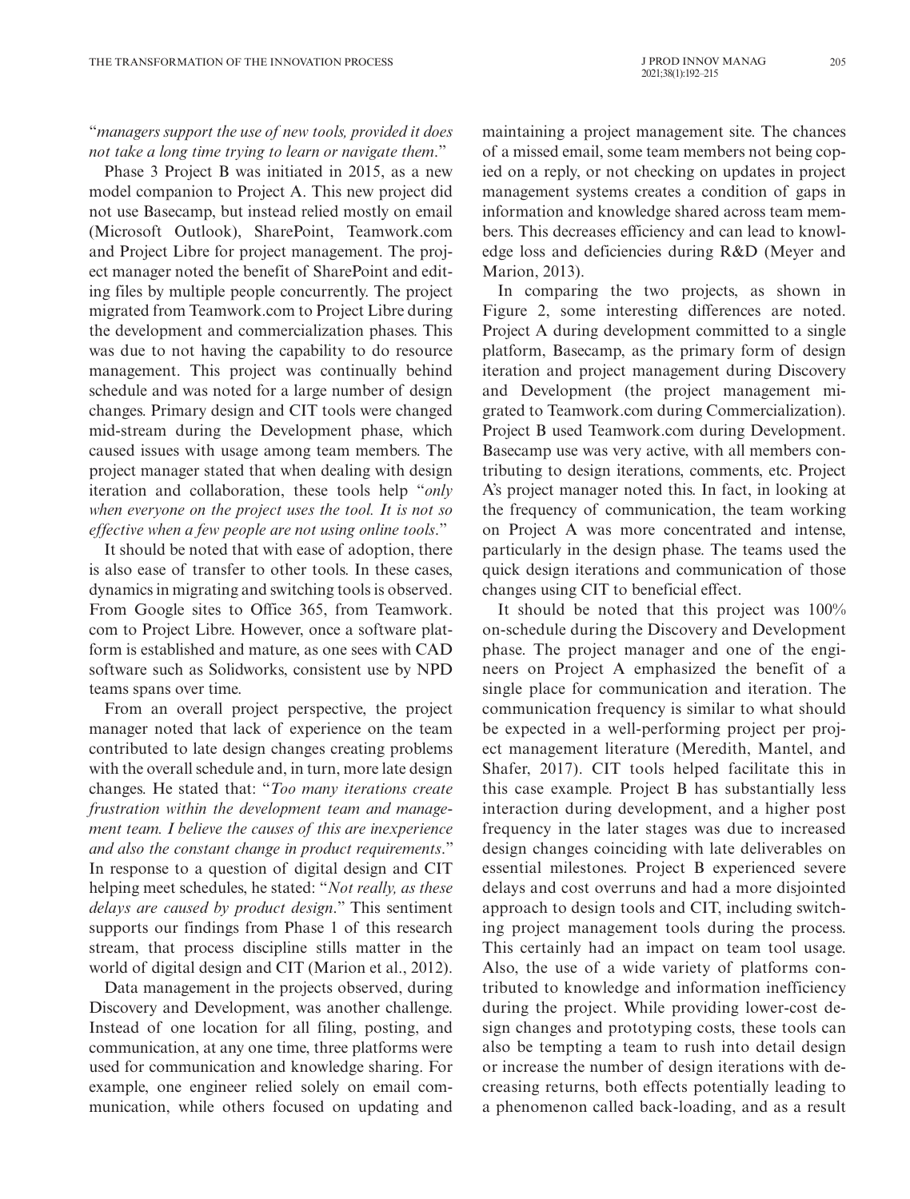"*managers support the use of new tools, provided it does not take a long time trying to learn or navigate them*."

Phase 3 Project B was initiated in 2015, as a new model companion to Project A. This new project did not use Basecamp, but instead relied mostly on email (Microsoft Outlook), SharePoint, Teamwork.com and Project Libre for project management. The project manager noted the benefit of SharePoint and editing files by multiple people concurrently. The project migrated from Teamwork.com to Project Libre during the development and commercialization phases. This was due to not having the capability to do resource management. This project was continually behind schedule and was noted for a large number of design changes. Primary design and CIT tools were changed mid-stream during the Development phase, which caused issues with usage among team members. The project manager stated that when dealing with design iteration and collaboration, these tools help "*only when everyone on the project uses the tool. It is not so effective when a few people are not using online tools*."

It should be noted that with ease of adoption, there is also ease of transfer to other tools. In these cases, dynamics in migrating and switching tools is observed. From Google sites to Office 365, from Teamwork.com to Project Libre. However, once a software platform is established and mature, as one sees with CAD software such as Solidworks, consistent use by NPD teams spans over time.

From an overall project perspective, the project manager noted that lack of experience on the team contributed to late design changes creating problems with the overall schedule and, in turn, more late design changes. He stated that: "*Too many iterations create frustration within the development team and management team. I believe the causes of this are inexperience and also the constant change in product requirements*." In response to a question of digital design and CIT helping meet schedules, he stated: "*Not really, as these delays are caused by product design*." This sentiment supports our findings from Phase 1 of this research stream, that process discipline stills matter in the world of digital design and CIT (Marion et al., 2012).

Data management in the projects observed, during Discovery and Development, was another challenge. Instead of one location for all filing, posting, and communication, at any one time, three platforms were used for communication and knowledge sharing. For example, one engineer relied solely on email communication, while others focused on updating and maintaining a project management site. The chances of a missed email, some team members not being copied on a reply, or not checking on updates in project management systems creates a condition of gaps in information and knowledge shared across team members. This decreases efficiency and can lead to knowledge loss and deficiencies during R&D (Meyer and Marion, 2013).

In comparing the two projects, as shown in Figure 2, some interesting differences are noted. Project A during development committed to a single platform, Basecamp, as the primary form of design iteration and project management during Discovery and Development (the project management migrated to Teamwork.com during Commercialization). Project B used Teamwork.com during Development. Basecamp use was very active, with all members contributing to design iterations, comments, etc. Project A's project manager noted this. In fact, in looking at the frequency of communication, the team working on Project A was more concentrated and intense, particularly in the design phase. The teams used the quick design iterations and communication of those changes using CIT to beneficial effect.

It should be noted that this project was 100% on-schedule during the Discovery and Development phase. The project manager and one of the engineers on Project A emphasized the benefit of a single place for communication and iteration. The communication frequency is similar to what should be expected in a well-performing project per project management literature (Meredith, Mantel, and Shafer, 2017). CIT tools helped facilitate this in this case example. Project B has substantially less interaction during development, and a higher post frequency in the later stages was due to increased design changes coinciding with late deliverables on essential milestones. Project B experienced severe delays and cost overruns and had a more disjointed approach to design tools and CIT, including switching project management tools during the process. This certainly had an impact on team tool usage. Also, the use of a wide variety of platforms contributed to knowledge and information inefficiency during the project. While providing lower-cost design changes and prototyping costs, these tools can also be tempting a team to rush into detail design or increase the number of design iterations with decreasing returns, both effects potentially leading to a phenomenon called back-loading, and as a result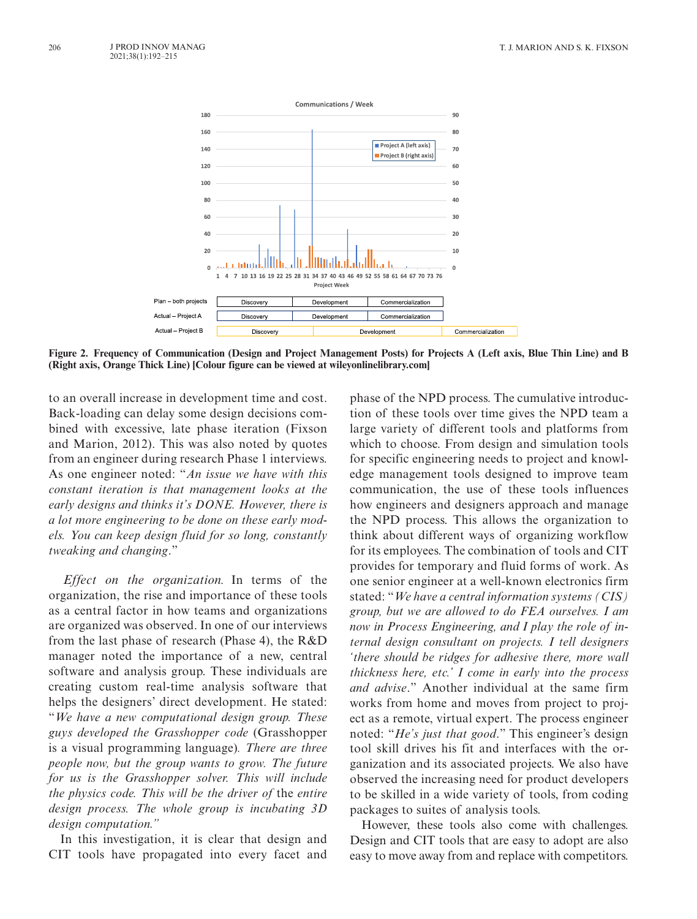Communications / Week

180
160
140
120
100
80
60
40
20
0

90
80
70
60
50
40
30
20
10
0

Project A (left axis)
Project B (right axis)

1 4 7 10 13 16 19 22 25 28 31 34 37 40 43 46 49 52 55 58 61 64 67 70 73 76

Project Week

Plan – both projects: Discovery | Development | Commercialization

Actual – Project A: Discovery | Development | Commercialization

Actual – Project B: Discovery | Development | Commercialization

**Figure 2. Frequency of Communication (Design and Project Management Posts) for Projects A (Left axis, Blue Thin Line) and B (Right axis, Orange Thick Line) [Colour figure can be viewed at wileyonlinelibrary.com]**

to an overall increase in development time and cost. Back-loading can delay some design decisions combined with excessive, late phase iteration (Fixson and Marion, 2012). This was also noted by quotes from an engineer during research Phase 1 interviews. As one engineer noted: "*An issue we have with this constant iteration is that management looks at the early designs and thinks it's DONE. However, there is a lot more engineering to be done on these early models. You can keep design fluid for so long, constantly tweaking and changing*."

*Effect on the organization.* In terms of the organization, the rise and importance of these tools as a central factor in how teams and organizations are organized was observed. In one of our interviews from the last phase of research (Phase 4), the R&D manager noted the importance of a new, central software and analysis group. These individuals are creating custom real-time analysis software that helps the designers' direct development. He stated: "*We have a new computational design group. These guys developed the Grasshopper code* (Grasshopper is a visual programming language)*. There are three people now, but the group wants to grow. The future for us is the Grasshopper solver. This will include the physics code. This will be the driver of* the *entire design process. The whole group is incubating 3D design computation.*"

In this investigation, it is clear that design and CIT tools have propagated into every facet and phase of the NPD process. The cumulative introduction of these tools over time gives the NPD team a large variety of different tools and platforms from which to choose. From design and simulation tools for specific engineering needs to project and knowledge management tools designed to improve team communication, the use of these tools influences how engineers and designers approach and manage the NPD process. This allows the organization to think about different ways of organizing workflow for its employees. The combination of tools and CIT provides for temporary and fluid forms of work. As one senior engineer at a well-known electronics firm stated: "*We have a central information systems (CIS) group, but we are allowed to do FEA ourselves. I am now in Process Engineering, and I play the role of internal design consultant on projects. I tell designers 'there should be ridges for adhesive there, more wall thickness here, etc.' I come in early into the process and advise*." Another individual at the same firm works from home and moves from project to project as a remote, virtual expert. The process engineer noted: "*He's just that good*." This engineer's design tool skill drives his fit and interfaces with the organization and its associated projects. We also have observed the increasing need for product developers to be skilled in a wide variety of tools, from coding packages to suites of analysis tools.

However, these tools also come with challenges. Design and CIT tools that are easy to adopt are also easy to move away from and replace with competitors.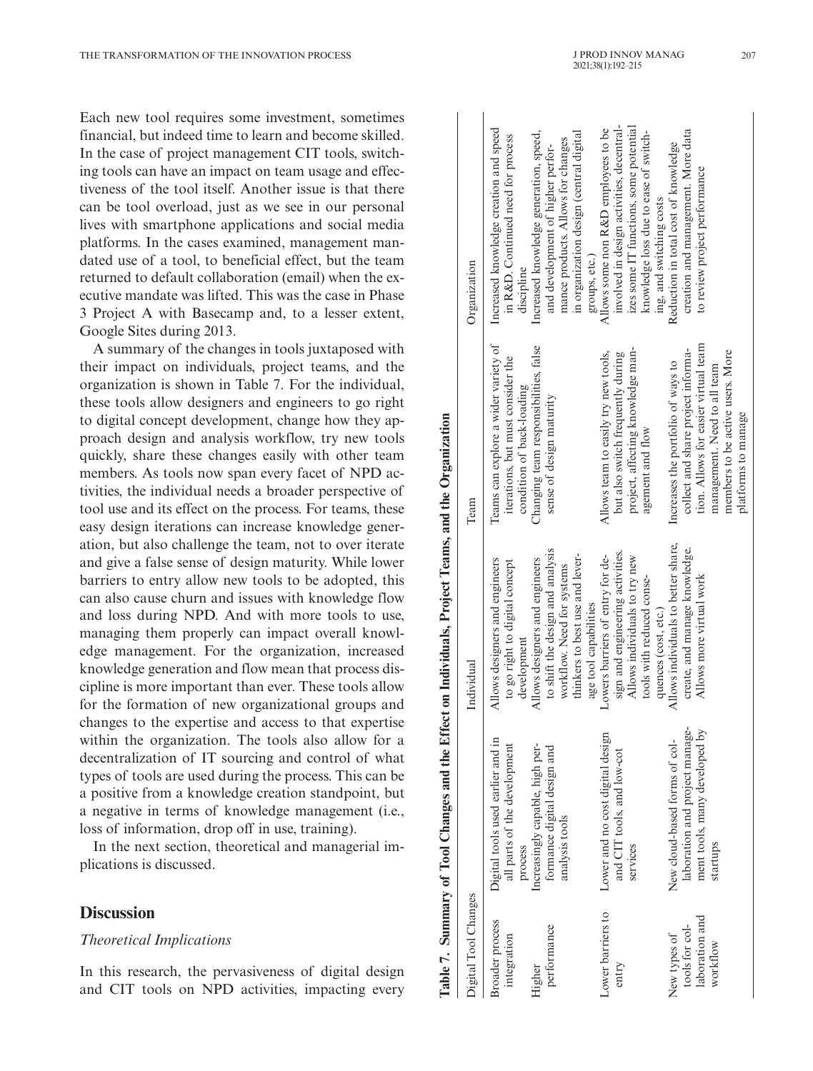Each new tool requires some investment, sometimes financial, but indeed time to learn and become skilled. In the case of project management CIT tools, switching tools can have an impact on team usage and effectiveness of the tool itself. Another issue is that there can be tool overload, just as we see in our personal lives with smartphone applications and social media platforms. In the cases examined, management mandated use of a tool, to beneficial effect, but the team returned to default collaboration (email) when the executive mandate was lifted. This was the case in Phase 3 Project A with Basecamp and, to a lesser extent, Google Sites during 2013.

A summary of the changes in tools juxtaposed with their impact on individuals, project teams, and the organization is shown in Table 7. For the individual, these tools allow designers and engineers to go right to digital concept development, change how they approach design and analysis workflow, try new tools quickly, share these changes easily with other team members. As tools now span every facet of NPD activities, the individual needs a broader perspective of tool use and its effect on the process. For teams, these easy design iterations can increase knowledge generation, but also challenge the team, not to over iterate and give a false sense of design maturity. While lower barriers to entry allow new tools to be adopted, this can also cause churn and issues with knowledge flow and loss during NPD. And with more tools to use, managing them properly can impact overall knowledge management. For the organization, increased knowledge generation and flow mean that process discipline is more important than ever. These tools allow for the formation of new organizational groups and changes to the expertise and access to that expertise within the organization. The tools also allow for a decentralization of IT sourcing and control of what types of tools are used during the process. This can be a positive from a knowledge creation standpoint, but a negative in terms of knowledge management (i.e., loss of information, drop off in use, training).

In the next section, theoretical and managerial implications is discussed.

**Table 7. Summary of Tool Changes and the Effect on Individuals, Project Teams, and the Organization**

| Digital Tool Changes | | Individual | Team | Organization |
|---|---|---|---|---|
| Broader process integration | Digital tools used earlier and in all parts of the development process | Allows designers and engineers to go right to digital concept development | Teams can explore a wider variety of iterations, but must consider the condition of back-loading | Increased knowledge creation and speed in R&D. Continued need for process discipline |
| Higher performance | Increasingly capable, high performance digital design and analysis tools | Allows designers and engineers to shift the design and analysis workflow. Need for systems thinkers to best use and leverage tool capabilities | Changing team responsibilities, false sense of design maturity | Increased knowledge generation, speed, and development of higher performance products. Allows for changes in organization design (central digital groups, etc.) |
| Lower barriers to entry | Lower and no cost digital design and CIT tools, and low-cot services | Lowers barriers of entry for design and engineering activities. Allows individuals to try new tools with reduced consequences (cost, etc.) | Allows team to easily try new tools, but also switch frequently during project, affecting knowledge management and flow | Allows some non R&D employees to be involved in design activities, decentralizes some IT functions, some potential knowledge loss due to ease of switching, and switching costs |
| New types of tools for collaboration and workflow | New cloud-based forms of collaboration and project management tools, many developed by startups | Allows individuals to better share, create, and manage knowledge. Allows more virtual work | Increases the portfolio of ways to collect and share project information. Allows for easier virtual team management. Need to all team members to be active users. More platforms to manage | Reduction in total cost of knowledge creation and management. More data to review project performance |

## Discussion

### *Theoretical Implications*

In this research, the pervasiveness of digital design and CIT tools on NPD activities, impacting every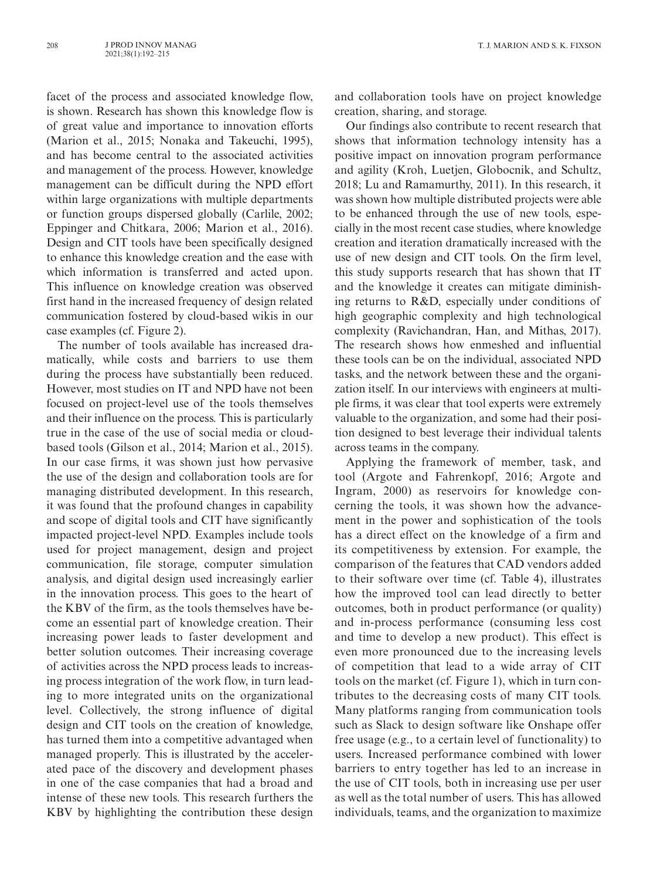facet of the process and associated knowledge flow, is shown. Research has shown this knowledge flow is of great value and importance to innovation efforts (Marion et al., 2015; Nonaka and Takeuchi, 1995), and has become central to the associated activities and management of the process. However, knowledge management can be difficult during the NPD effort within large organizations with multiple departments or function groups dispersed globally (Carlile, 2002; Eppinger and Chitkara, 2006; Marion et al., 2016). Design and CIT tools have been specifically designed to enhance this knowledge creation and the ease with which information is transferred and acted upon. This influence on knowledge creation was observed first hand in the increased frequency of design related communication fostered by cloud-based wikis in our case examples (cf. Figure 2).

The number of tools available has increased dramatically, while costs and barriers to use them during the process have substantially been reduced. However, most studies on IT and NPD have not been focused on project-level use of the tools themselves and their influence on the process. This is particularly true in the case of the use of social media or cloud-based tools (Gilson et al., 2014; Marion et al., 2015). In our case firms, it was shown just how pervasive the use of the design and collaboration tools are for managing distributed development. In this research, it was found that the profound changes in capability and scope of digital tools and CIT have significantly impacted project-level NPD. Examples include tools used for project management, design and project communication, file storage, computer simulation analysis, and digital design used increasingly earlier in the innovation process. This goes to the heart of the KBV of the firm, as the tools themselves have become an essential part of knowledge creation. Their increasing power leads to faster development and better solution outcomes. Their increasing coverage of activities across the NPD process leads to increasing process integration of the work flow, in turn leading to more integrated units on the organizational level. Collectively, the strong influence of digital design and CIT tools on the creation of knowledge, has turned them into a competitive advantaged when managed properly. This is illustrated by the accelerated pace of the discovery and development phases in one of the case companies that had a broad and intense of these new tools. This research furthers the KBV by highlighting the contribution these design and collaboration tools have on project knowledge creation, sharing, and storage.

Our findings also contribute to recent research that shows that information technology intensity has a positive impact on innovation program performance and agility (Kroh, Luetjen, Globocnik, and Schultz, 2018; Lu and Ramamurthy, 2011). In this research, it was shown how multiple distributed projects were able to be enhanced through the use of new tools, especially in the most recent case studies, where knowledge creation and iteration dramatically increased with the use of new design and CIT tools. On the firm level, this study supports research that has shown that IT and the knowledge it creates can mitigate diminishing returns to R&D, especially under conditions of high geographic complexity and high technological complexity (Ravichandran, Han, and Mithas, 2017). The research shows how enmeshed and influential these tools can be on the individual, associated NPD tasks, and the network between these and the organization itself. In our interviews with engineers at multiple firms, it was clear that tool experts were extremely valuable to the organization, and some had their position designed to best leverage their individual talents across teams in the company.

Applying the framework of member, task, and tool (Argote and Fahrenkopf, 2016; Argote and Ingram, 2000) as reservoirs for knowledge concerning the tools, it was shown how the advancement in the power and sophistication of the tools has a direct effect on the knowledge of a firm and its competitiveness by extension. For example, the comparison of the features that CAD vendors added to their software over time (cf. Table 4), illustrates how the improved tool can lead directly to better outcomes, both in product performance (or quality) and in-process performance (consuming less cost and time to develop a new product). This effect is even more pronounced due to the increasing levels of competition that lead to a wide array of CIT tools on the market (cf. Figure 1), which in turn contributes to the decreasing costs of many CIT tools. Many platforms ranging from communication tools such as Slack to design software like Onshape offer free usage (e.g., to a certain level of functionality) to users. Increased performance combined with lower barriers to entry together has led to an increase in the use of CIT tools, both in increasing use per user as well as the total number of users. This has allowed individuals, teams, and the organization to maximize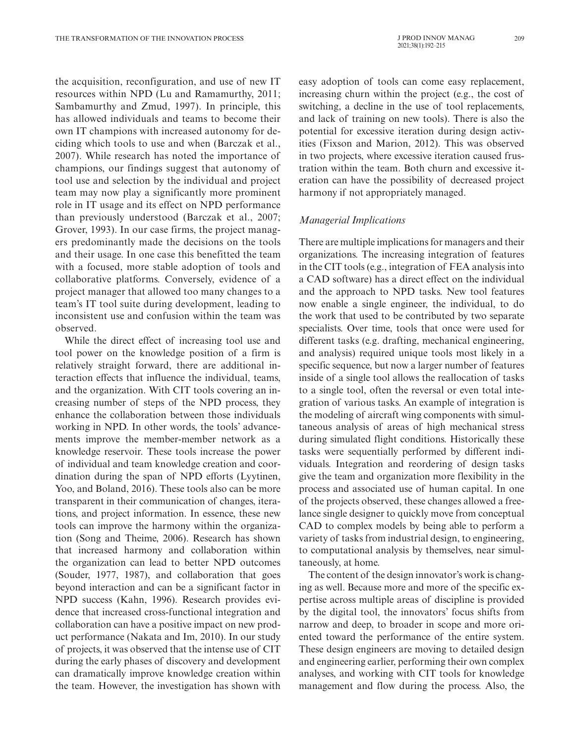the acquisition, reconfiguration, and use of new IT resources within NPD (Lu and Ramamurthy, 2011; Sambamurthy and Zmud, 1997). In principle, this has allowed individuals and teams to become their own IT champions with increased autonomy for deciding which tools to use and when (Barczak et al., 2007). While research has noted the importance of champions, our findings suggest that autonomy of tool use and selection by the individual and project team may now play a significantly more prominent role in IT usage and its effect on NPD performance than previously understood (Barczak et al., 2007; Grover, 1993). In our case firms, the project managers predominantly made the decisions on the tools and their usage. In one case this benefitted the team with a focused, more stable adoption of tools and collaborative platforms. Conversely, evidence of a project manager that allowed too many changes to a team's IT tool suite during development, leading to inconsistent use and confusion within the team was observed.

While the direct effect of increasing tool use and tool power on the knowledge position of a firm is relatively straight forward, there are additional interaction effects that influence the individual, teams, and the organization. With CIT tools covering an increasing number of steps of the NPD process, they enhance the collaboration between those individuals working in NPD. In other words, the tools' advancements improve the member-member network as a knowledge reservoir. These tools increase the power of individual and team knowledge creation and coordination during the span of NPD efforts (Lyytinen, Yoo, and Boland, 2016). These tools also can be more transparent in their communication of changes, iterations, and project information. In essence, these new tools can improve the harmony within the organization (Song and Theime, 2006). Research has shown that increased harmony and collaboration within the organization can lead to better NPD outcomes (Souder, 1977, 1987), and collaboration that goes beyond interaction and can be a significant factor in NPD success (Kahn, 1996). Research provides evidence that increased cross-functional integration and collaboration can have a positive impact on new product performance (Nakata and Im, 2010). In our study of projects, it was observed that the intense use of CIT during the early phases of discovery and development can dramatically improve knowledge creation within the team. However, the investigation has shown with easy adoption of tools can come easy replacement, increasing churn within the project (e.g., the cost of switching, a decline in the use of tool replacements, and lack of training on new tools). There is also the potential for excessive iteration during design activities (Fixson and Marion, 2012). This was observed in two projects, where excessive iteration caused frustration within the team. Both churn and excessive iteration can have the possibility of decreased project harmony if not appropriately managed.

### *Managerial Implications*

There are multiple implications for managers and their organizations. The increasing integration of features in the CIT tools (e.g., integration of FEA analysis into a CAD software) has a direct effect on the individual and the approach to NPD tasks. New tool features now enable a single engineer, the individual, to do the work that used to be contributed by two separate specialists. Over time, tools that once were used for different tasks (e.g. drafting, mechanical engineering, and analysis) required unique tools most likely in a specific sequence, but now a larger number of features inside of a single tool allows the reallocation of tasks to a single tool, often the reversal or even total integration of various tasks. An example of integration is the modeling of aircraft wing components with simultaneous analysis of areas of high mechanical stress during simulated flight conditions. Historically these tasks were sequentially performed by different individuals. Integration and reordering of design tasks give the team and organization more flexibility in the process and associated use of human capital. In one of the projects observed, these changes allowed a freelance single designer to quickly move from conceptual CAD to complex models by being able to perform a variety of tasks from industrial design, to engineering, to computational analysis by themselves, near simultaneously, at home.

The content of the design innovator's work is changing as well. Because more and more of the specific expertise across multiple areas of discipline is provided by the digital tool, the innovators' focus shifts from narrow and deep, to broader in scope and more oriented toward the performance of the entire system. These design engineers are moving to detailed design and engineering earlier, performing their own complex analyses, and working with CIT tools for knowledge management and flow during the process. Also, the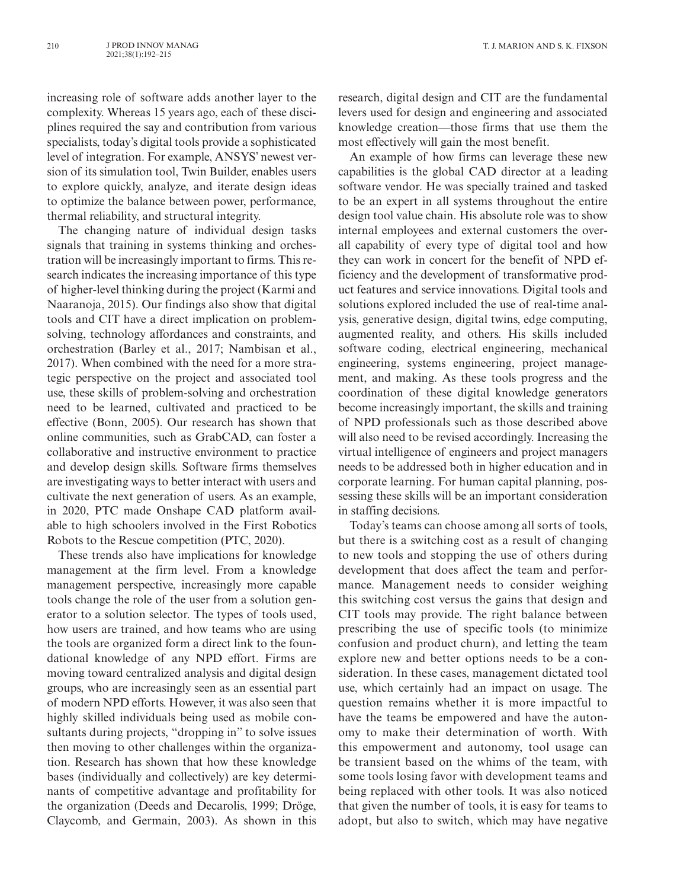increasing role of software adds another layer to the complexity. Whereas 15 years ago, each of these disciplines required the say and contribution from various specialists, today's digital tools provide a sophisticated level of integration. For example, ANSYS' newest version of its simulation tool, Twin Builder, enables users to explore quickly, analyze, and iterate design ideas to optimize the balance between power, performance, thermal reliability, and structural integrity.

The changing nature of individual design tasks signals that training in systems thinking and orchestration will be increasingly important to firms. This research indicates the increasing importance of this type of higher-level thinking during the project (Karmi and Naaranoja, 2015). Our findings also show that digital tools and CIT have a direct implication on problem-solving, technology affordances and constraints, and orchestration (Barley et al., 2017; Nambisan et al., 2017). When combined with the need for a more strategic perspective on the project and associated tool use, these skills of problem-solving and orchestration need to be learned, cultivated and practiced to be effective (Bonn, 2005). Our research has shown that online communities, such as GrabCAD, can foster a collaborative and instructive environment to practice and develop design skills. Software firms themselves are investigating ways to better interact with users and cultivate the next generation of users. As an example, in 2020, PTC made Onshape CAD platform available to high schoolers involved in the First Robotics Robots to the Rescue competition (PTC, 2020).

These trends also have implications for knowledge management at the firm level. From a knowledge management perspective, increasingly more capable tools change the role of the user from a solution generator to a solution selector. The types of tools used, how users are trained, and how teams who are using the tools are organized form a direct link to the foundational knowledge of any NPD effort. Firms are moving toward centralized analysis and digital design groups, who are increasingly seen as an essential part of modern NPD efforts. However, it was also seen that highly skilled individuals being used as mobile consultants during projects, "dropping in" to solve issues then moving to other challenges within the organization. Research has shown that how these knowledge bases (individually and collectively) are key determinants of competitive advantage and profitability for the organization (Deeds and Decarolis, 1999; Dröge, Claycomb, and Germain, 2003). As shown in this research, digital design and CIT are the fundamental levers used for design and engineering and associated knowledge creation—those firms that use them the most effectively will gain the most benefit.

An example of how firms can leverage these new capabilities is the global CAD director at a leading software vendor. He was specially trained and tasked to be an expert in all systems throughout the entire design tool value chain. His absolute role was to show internal employees and external customers the overall capability of every type of digital tool and how they can work in concert for the benefit of NPD efficiency and the development of transformative product features and service innovations. Digital tools and solutions explored included the use of real-time analysis, generative design, digital twins, edge computing, augmented reality, and others. His skills included software coding, electrical engineering, mechanical engineering, systems engineering, project management, and making. As these tools progress and the coordination of these digital knowledge generators become increasingly important, the skills and training of NPD professionals such as those described above will also need to be revised accordingly. Increasing the virtual intelligence of engineers and project managers needs to be addressed both in higher education and in corporate learning. For human capital planning, possessing these skills will be an important consideration in staffing decisions.

Today's teams can choose among all sorts of tools, but there is a switching cost as a result of changing to new tools and stopping the use of others during development that does affect the team and performance. Management needs to consider weighing this switching cost versus the gains that design and CIT tools may provide. The right balance between prescribing the use of specific tools (to minimize confusion and product churn), and letting the team explore new and better options needs to be a consideration. In these cases, management dictated tool use, which certainly had an impact on usage. The question remains whether it is more impactful to have the teams be empowered and have the autonomy to make their determination of worth. With this empowerment and autonomy, tool usage can be transient based on the whims of the team, with some tools losing favor with development teams and being replaced with other tools. It was also noticed that given the number of tools, it is easy for teams to adopt, but also to switch, which may have negative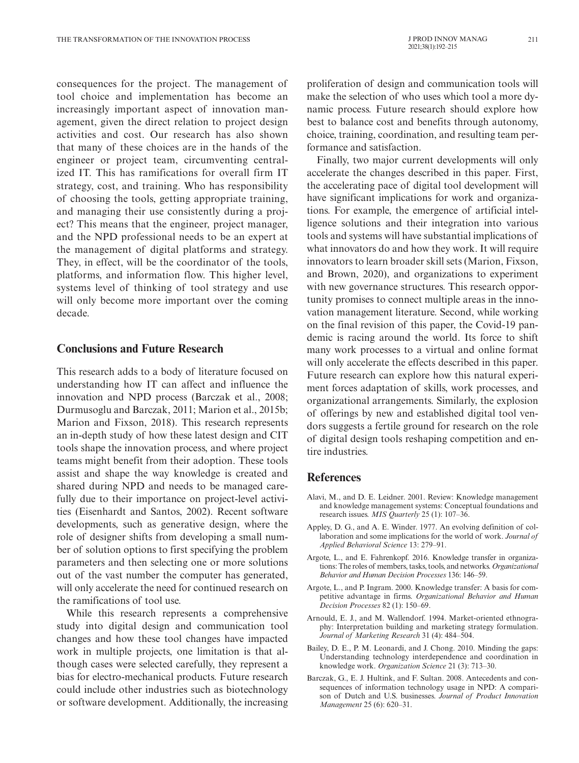consequences for the project. The management of tool choice and implementation has become an increasingly important aspect of innovation management, given the direct relation to project design activities and cost. Our research has also shown that many of these choices are in the hands of the engineer or project team, circumventing centralized IT. This has ramifications for overall firm IT strategy, cost, and training. Who has responsibility of choosing the tools, getting appropriate training, and managing their use consistently during a project? This means that the engineer, project manager, and the NPD professional needs to be an expert at the management of digital platforms and strategy. They, in effect, will be the coordinator of the tools, platforms, and information flow. This higher level, systems level of thinking of tool strategy and use will only become more important over the coming decade.

## Conclusions and Future Research

This research adds to a body of literature focused on understanding how IT can affect and influence the innovation and NPD process (Barczak et al., 2008; Durmusoglu and Barczak, 2011; Marion et al., 2015b; Marion and Fixson, 2018). This research represents an in-depth study of how these latest design and CIT tools shape the innovation process, and where project teams might benefit from their adoption. These tools assist and shape the way knowledge is created and shared during NPD and needs to be managed carefully due to their importance on project-level activities (Eisenhardt and Santos, 2002). Recent software developments, such as generative design, where the role of designer shifts from developing a small number of solution options to first specifying the problem parameters and then selecting one or more solutions out of the vast number the computer has generated, will only accelerate the need for continued research on the ramifications of tool use.

While this research represents a comprehensive study into digital design and communication tool changes and how these tool changes have impacted work in multiple projects, one limitation is that although cases were selected carefully, they represent a bias for electro-mechanical products. Future research could include other industries such as biotechnology or software development. Additionally, the increasing proliferation of design and communication tools will make the selection of who uses which tool a more dynamic process. Future research should explore how best to balance cost and benefits through autonomy, choice, training, coordination, and resulting team performance and satisfaction.

Finally, two major current developments will only accelerate the changes described in this paper. First, the accelerating pace of digital tool development will have significant implications for work and organizations. For example, the emergence of artificial intelligence solutions and their integration into various tools and systems will have substantial implications of what innovators do and how they work. It will require innovators to learn broader skill sets (Marion, Fixson, and Brown, 2020), and organizations to experiment with new governance structures. This research opportunity promises to connect multiple areas in the innovation management literature. Second, while working on the final revision of this paper, the Covid-19 pandemic is racing around the world. Its force to shift many work processes to a virtual and online format will only accelerate the effects described in this paper. Future research can explore how this natural experiment forces adaptation of skills, work processes, and organizational arrangements. Similarly, the explosion of offerings by new and established digital tool vendors suggests a fertile ground for research on the role of digital design tools reshaping competition and entire industries.

## References

Alavi, M., and D. E. Leidner. 2001. Review: Knowledge management and knowledge management systems: Conceptual foundations and research issues. *MIS Quarterly* 25 (1): 107–36.

Appley, D. G., and A. E. Winder. 1977. An evolving definition of collaboration and some implications for the world of work. *Journal of Applied Behavioral Science* 13: 279–91.

Argote, L., and E. Fahrenkopf. 2016. Knowledge transfer in organizations: The roles of members, tasks, tools, and networks. *Organizational Behavior and Human Decision Processes* 136: 146–59.

Argote, L., and P. Ingram. 2000. Knowledge transfer: A basis for competitive advantage in firms. *Organizational Behavior and Human Decision Processes* 82 (1): 150–69.

Arnould, E. J., and M. Wallendorf. 1994. Market-oriented ethnography: Interpretation building and marketing strategy formulation. *Journal of Marketing Research* 31 (4): 484–504.

Bailey, D. E., P. M. Leonardi, and J. Chong. 2010. Minding the gaps: Understanding technology interdependence and coordination in knowledge work. *Organization Science* 21 (3): 713–30.

Barczak, G., E. J. Hultink, and F. Sultan. 2008. Antecedents and consequences of information technology usage in NPD: A comparison of Dutch and U.S. businesses. *Journal of Product Innovation Management* 25 (6): 620–31.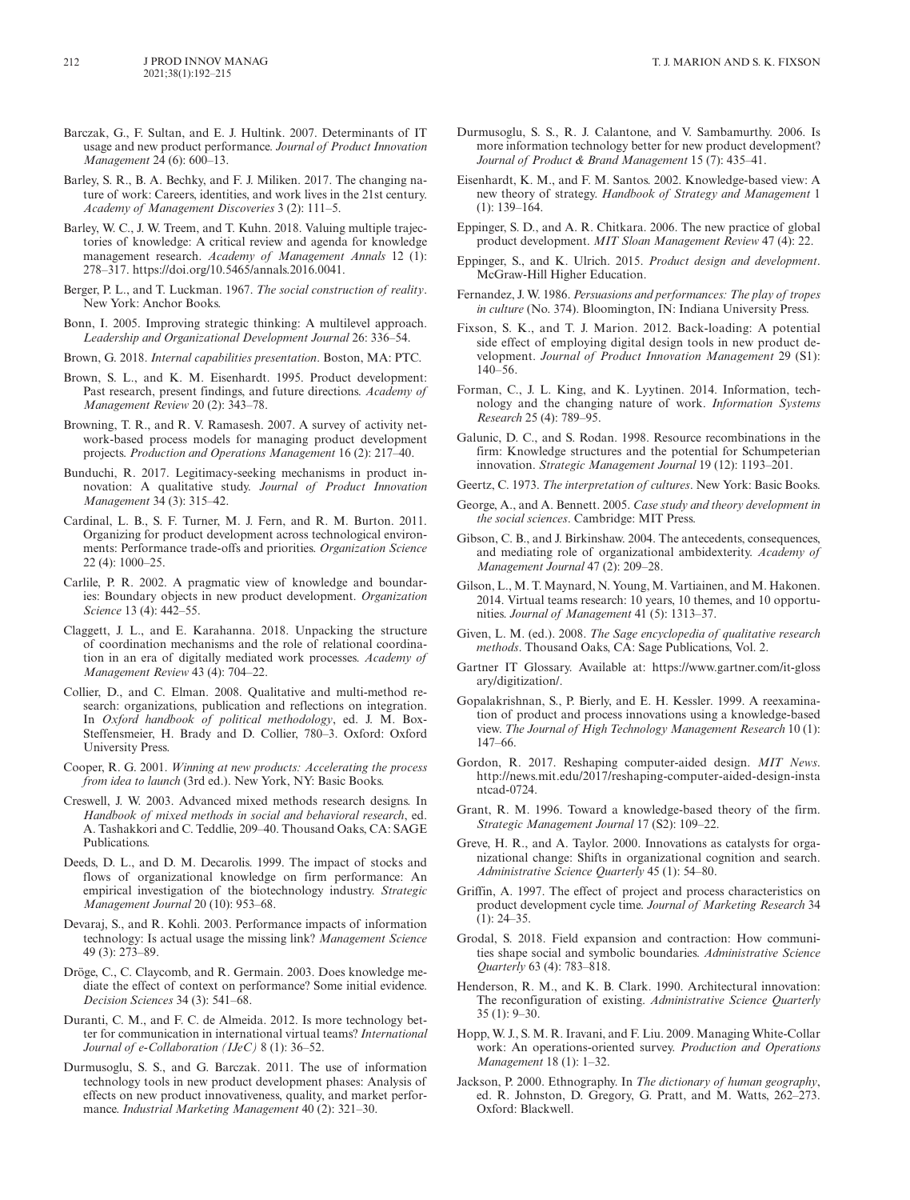Barczak, G., F. Sultan, and E. J. Hultink. 2007. Determinants of IT usage and new product performance. *Journal of Product Innovation Management* 24 (6): 600–13.

Barley, S. R., B. A. Bechky, and F. J. Miliken. 2017. The changing nature of work: Careers, identities, and work lives in the 21st century. *Academy of Management Discoveries* 3 (2): 111–5.

Barley, W. C., J. W. Treem, and T. Kuhn. 2018. Valuing multiple trajectories of knowledge: A critical review and agenda for knowledge management research. *Academy of Management Annals* 12 (1): 278–317. https://doi.org/10.5465/annals.2016.0041.

Berger, P. L., and T. Luckman. 1967. *The social construction of reality*. New York: Anchor Books.

Bonn, I. 2005. Improving strategic thinking: A multilevel approach. *Leadership and Organizational Development Journal* 26: 336–54.

Brown, G. 2018. *Internal capabilities presentation*. Boston, MA: PTC.

Brown, S. L., and K. M. Eisenhardt. 1995. Product development: Past research, present findings, and future directions. *Academy of Management Review* 20 (2): 343–78.

Browning, T. R., and R. V. Ramasesh. 2007. A survey of activity network-based process models for managing product development projects. *Production and Operations Management* 16 (2): 217–40.

Bunduchi, R. 2017. Legitimacy-seeking mechanisms in product innovation: A qualitative study. *Journal of Product Innovation Management* 34 (3): 315–42.

Cardinal, L. B., S. F. Turner, M. J. Fern, and R. M. Burton. 2011. Organizing for product development across technological environments: Performance trade-offs and priorities. *Organization Science* 22 (4): 1000–25.

Carlile, P. R. 2002. A pragmatic view of knowledge and boundaries: Boundary objects in new product development. *Organization Science* 13 (4): 442–55.

Claggett, J. L., and E. Karahanna. 2018. Unpacking the structure of coordination mechanisms and the role of relational coordination in an era of digitally mediated work processes. *Academy of Management Review* 43 (4): 704–22.

Collier, D., and C. Elman. 2008. Qualitative and multi-method research: organizations, publication and reflections on integration. In *Oxford handbook of political methodology*, ed. J. M. Box-Steffensmeier, H. Brady and D. Collier, 780–3. Oxford: Oxford University Press.

Cooper, R. G. 2001. *Winning at new products: Accelerating the process from idea to launch* (3rd ed.). New York, NY: Basic Books.

Creswell, J. W. 2003. Advanced mixed methods research designs. In *Handbook of mixed methods in social and behavioral research*, ed. A. Tashakkori and C. Teddlie, 209–40. Thousand Oaks, CA: SAGE Publications.

Deeds, D. L., and D. M. Decarolis. 1999. The impact of stocks and flows of organizational knowledge on firm performance: An empirical investigation of the biotechnology industry. *Strategic Management Journal* 20 (10): 953–68.

Devaraj, S., and R. Kohli. 2003. Performance impacts of information technology: Is actual usage the missing link? *Management Science* 49 (3): 273–89.

Dröge, C., C. Claycomb, and R. Germain. 2003. Does knowledge mediate the effect of context on performance? Some initial evidence. *Decision Sciences* 34 (3): 541–68.

Duranti, C. M., and F. C. de Almeida. 2012. Is more technology better for communication in international virtual teams? *International Journal of e-Collaboration (IJeC)* 8 (1): 36–52.

Durmusoglu, S. S., and G. Barczak. 2011. The use of information technology tools in new product development phases: Analysis of effects on new product innovativeness, quality, and market performance. *Industrial Marketing Management* 40 (2): 321–30.

Durmusoglu, S. S., R. J. Calantone, and V. Sambamurthy. 2006. Is more information technology better for new product development? *Journal of Product & Brand Management* 15 (7): 435–41.

Eisenhardt, K. M., and F. M. Santos. 2002. Knowledge-based view: A new theory of strategy. *Handbook of Strategy and Management* 1 (1): 139–164.

Eppinger, S. D., and A. R. Chitkara. 2006. The new practice of global product development. *MIT Sloan Management Review* 47 (4): 22.

Eppinger, S., and K. Ulrich. 2015. *Product design and development*. McGraw-Hill Higher Education.

Fernandez, J. W. 1986. *Persuasions and performances: The play of tropes in culture* (No. 374). Bloomington, IN: Indiana University Press.

Fixson, S. K., and T. J. Marion. 2012. Back-loading: A potential side effect of employing digital design tools in new product development. *Journal of Product Innovation Management* 29 (S1): 140–56.

Forman, C., J. L. King, and K. Lyytinen. 2014. Information, technology and the changing nature of work. *Information Systems Research* 25 (4): 789–95.

Galunic, D. C., and S. Rodan. 1998. Resource recombinations in the firm: Knowledge structures and the potential for Schumpeterian innovation. *Strategic Management Journal* 19 (12): 1193–201.

Geertz, C. 1973. *The interpretation of cultures*. New York: Basic Books.

George, A., and A. Bennett. 2005. *Case study and theory development in the social sciences*. Cambridge: MIT Press.

Gibson, C. B., and J. Birkinshaw. 2004. The antecedents, consequences, and mediating role of organizational ambidexterity. *Academy of Management Journal* 47 (2): 209–28.

Gilson, L., M. T. Maynard, N. Young, M. Vartiainen, and M. Hakonen. 2014. Virtual teams research: 10 years, 10 themes, and 10 opportunities. *Journal of Management* 41 (5): 1313–37.

Given, L. M. (ed.). 2008. *The Sage encyclopedia of qualitative research methods*. Thousand Oaks, CA: Sage Publications, Vol. 2.

Gartner IT Glossary. Available at: https://www.gartner.com/it-glossary/digitization/.

Gopalakrishnan, S., P. Bierly, and E. H. Kessler. 1999. A reexamination of product and process innovations using a knowledge-based view. *The Journal of High Technology Management Research* 10 (1): 147–66.

Gordon, R. 2017. Reshaping computer-aided design. *MIT News*. http://news.mit.edu/2017/reshaping-computer-aided-design-instantcad-0724.

Grant, R. M. 1996. Toward a knowledge-based theory of the firm. *Strategic Management Journal* 17 (S2): 109–22.

Greve, H. R., and A. Taylor. 2000. Innovations as catalysts for organizational change: Shifts in organizational cognition and search. *Administrative Science Quarterly* 45 (1): 54–80.

Griffin, A. 1997. The effect of project and process characteristics on product development cycle time. *Journal of Marketing Research* 34 (1): 24–35.

Grodal, S. 2018. Field expansion and contraction: How communities shape social and symbolic boundaries. *Administrative Science Quarterly* 63 (4): 783–818.

Henderson, R. M., and K. B. Clark. 1990. Architectural innovation: The reconfiguration of existing. *Administrative Science Quarterly* 35 (1): 9–30.

Hopp, W. J., S. M. R. Iravani, and F. Liu. 2009. Managing White-Collar work: An operations-oriented survey. *Production and Operations Management* 18 (1): 1–32.

Jackson, P. 2000. Ethnography. In *The dictionary of human geography*, ed. R. Johnston, D. Gregory, G. Pratt, and M. Watts, 262–273. Oxford: Blackwell.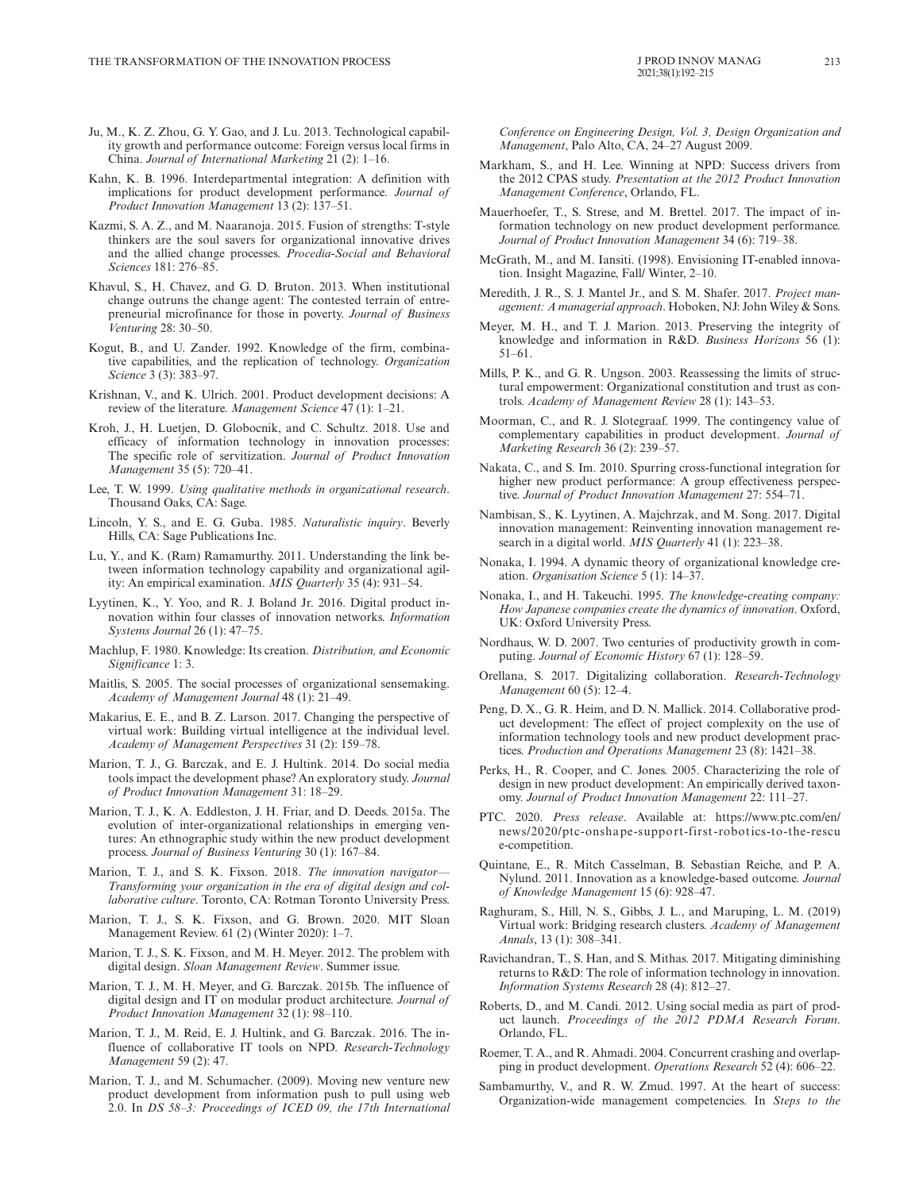Ju, M., K. Z. Zhou, G. Y. Gao, and J. Lu. 2013. Technological capability growth and performance outcome: Foreign versus local firms in China. *Journal of International Marketing* 21 (2): 1–16.

Kahn, K. B. 1996. Interdepartmental integration: A definition with implications for product development performance. *Journal of Product Innovation Management* 13 (2): 137–51.

Kazmi, S. A. Z., and M. Naaranoja. 2015. Fusion of strengths: T-style thinkers are the soul savers for organizational innovative drives and the allied change processes. *Procedia-Social and Behavioral Sciences* 181: 276–85.

Khavul, S., H. Chavez, and G. D. Bruton. 2013. When institutional change outruns the change agent: The contested terrain of entrepreneurial microfinance for those in poverty. *Journal of Business Venturing* 28: 30–50.

Kogut, B., and U. Zander. 1992. Knowledge of the firm, combinative capabilities, and the replication of technology. *Organization Science* 3 (3): 383–97.

Krishnan, V., and K. Ulrich. 2001. Product development decisions: A review of the literature. *Management Science* 47 (1): 1–21.

Kroh, J., H. Luetjen, D. Globocnik, and C. Schultz. 2018. Use and efficacy of information technology in innovation processes: The specific role of servitization. *Journal of Product Innovation Management* 35 (5): 720–41.

Lee, T. W. 1999. *Using qualitative methods in organizational research*. Thousand Oaks, CA: Sage.

Lincoln, Y. S., and E. G. Guba. 1985. *Naturalistic inquiry*. Beverly Hills, CA: Sage Publications Inc.

Lu, Y., and K. (Ram) Ramamurthy. 2011. Understanding the link between information technology capability and organizational agility: An empirical examination. *MIS Quarterly* 35 (4): 931–54.

Lyytinen, K., Y. Yoo, and R. J. Boland Jr. 2016. Digital product innovation within four classes of innovation networks. *Information Systems Journal* 26 (1): 47–75.

Machlup, F. 1980. Knowledge: Its creation. *Distribution, and Economic Significance* 1: 3.

Maitlis, S. 2005. The social processes of organizational sensemaking. *Academy of Management Journal* 48 (1): 21–49.

Makarius, E. E., and B. Z. Larson. 2017. Changing the perspective of virtual work: Building virtual intelligence at the individual level. *Academy of Management Perspectives* 31 (2): 159–78.

Marion, T. J., G. Barczak, and E. J. Hultink. 2014. Do social media tools impact the development phase? An exploratory study. *Journal of Product Innovation Management* 31: 18–29.

Marion, T. J., K. A. Eddleston, J. H. Friar, and D. Deeds. 2015a. The evolution of inter-organizational relationships in emerging ventures: An ethnographic study within the new product development process. *Journal of Business Venturing* 30 (1): 167–84.

Marion, T. J., and S. K. Fixson. 2018. *The innovation navigator—Transforming your organization in the era of digital design and collaborative culture*. Toronto, CA: Rotman Toronto University Press.

Marion, T. J., S. K. Fixson, and G. Brown. 2020. MIT Sloan Management Review. 61 (2) (Winter 2020): 1–7.

Marion, T. J., S. K. Fixson, and M. H. Meyer. 2012. The problem with digital design. *Sloan Management Review*. Summer issue.

Marion, T. J., M. H. Meyer, and G. Barczak. 2015b. The influence of digital design and IT on modular product architecture. *Journal of Product Innovation Management* 32 (1): 98–110.

Marion, T. J., M. Reid, E. J. Hultink, and G. Barczak. 2016. The influence of collaborative IT tools on NPD. *Research-Technology Management* 59 (2): 47.

Marion, T. J., and M. Schumacher. (2009). Moving new venture new product development from information push to pull using web 2.0. In *DS 58–3: Proceedings of ICED 09, the 17th International Conference on Engineering Design, Vol. 3, Design Organization and Management*, Palo Alto, CA, 24–27 August 2009.

Markham, S., and H. Lee. Winning at NPD: Success drivers from the 2012 CPAS study. *Presentation at the 2012 Product Innovation Management Conference*, Orlando, FL.

Mauerhoefer, T., S. Strese, and M. Brettel. 2017. The impact of information technology on new product development performance. *Journal of Product Innovation Management* 34 (6): 719–38.

McGrath, M., and M. Iansiti. (1998). Envisioning IT-enabled innovation. Insight Magazine, Fall/ Winter, 2–10.

Meredith, J. R., S. J. Mantel Jr., and S. M. Shafer. 2017. *Project management: A managerial approach*. Hoboken, NJ: John Wiley & Sons.

Meyer, M. H., and T. J. Marion. 2013. Preserving the integrity of knowledge and information in R&D. *Business Horizons* 56 (1): 51–61.

Mills, P. K., and G. R. Ungson. 2003. Reassessing the limits of structural empowerment: Organizational constitution and trust as controls. *Academy of Management Review* 28 (1): 143–53.

Moorman, C., and R. J. Slotegraaf. 1999. The contingency value of complementary capabilities in product development. *Journal of Marketing Research* 36 (2): 239–57.

Nakata, C., and S. Im. 2010. Spurring cross-functional integration for higher new product performance: A group effectiveness perspective. *Journal of Product Innovation Management* 27: 554–71.

Nambisan, S., K. Lyytinen, A. Majchrzak, and M. Song. 2017. Digital innovation management: Reinventing innovation management research in a digital world. *MIS Quarterly* 41 (1): 223–38.

Nonaka, I. 1994. A dynamic theory of organizational knowledge creation. *Organisation Science* 5 (1): 14–37.

Nonaka, I., and H. Takeuchi. 1995. *The knowledge-creating company: How Japanese companies create the dynamics of innovation*. Oxford, UK: Oxford University Press.

Nordhaus, W. D. 2007. Two centuries of productivity growth in computing. *Journal of Economic History* 67 (1): 128–59.

Orellana, S. 2017. Digitalizing collaboration. *Research-Technology Management* 60 (5): 12–4.

Peng, D. X., G. R. Heim, and D. N. Mallick. 2014. Collaborative product development: The effect of project complexity on the use of information technology tools and new product development practices. *Production and Operations Management* 23 (8): 1421–38.

Perks, H., R. Cooper, and C. Jones. 2005. Characterizing the role of design in new product development: An empirically derived taxonomy. *Journal of Product Innovation Management* 22: 111–27.

PTC. 2020. *Press release*. Available at: https://www.ptc.com/en/news/2020/ptc-onshape-support-first-robotics-to-the-rescue-competition.

Quintane, E., R. Mitch Casselman, B. Sebastian Reiche, and P. A. Nylund. 2011. Innovation as a knowledge-based outcome. *Journal of Knowledge Management* 15 (6): 928–47.

Raghuram, S., Hill, N. S., Gibbs, J. L., and Maruping, L. M. (2019) Virtual work: Bridging research clusters. *Academy of Management Annals*, 13 (1): 308–341.

Ravichandran, T., S. Han, and S. Mithas. 2017. Mitigating diminishing returns to R&D: The role of information technology in innovation. *Information Systems Research* 28 (4): 812–27.

Roberts, D., and M. Candi. 2012. Using social media as part of product launch. *Proceedings of the 2012 PDMA Research Forum*. Orlando, FL.

Roemer, T. A., and R. Ahmadi. 2004. Concurrent crashing and overlapping in product development. *Operations Research* 52 (4): 606–22.

Sambamurthy, V., and R. W. Zmud. 1997. At the heart of success: Organization-wide management competencies. In *Steps to the*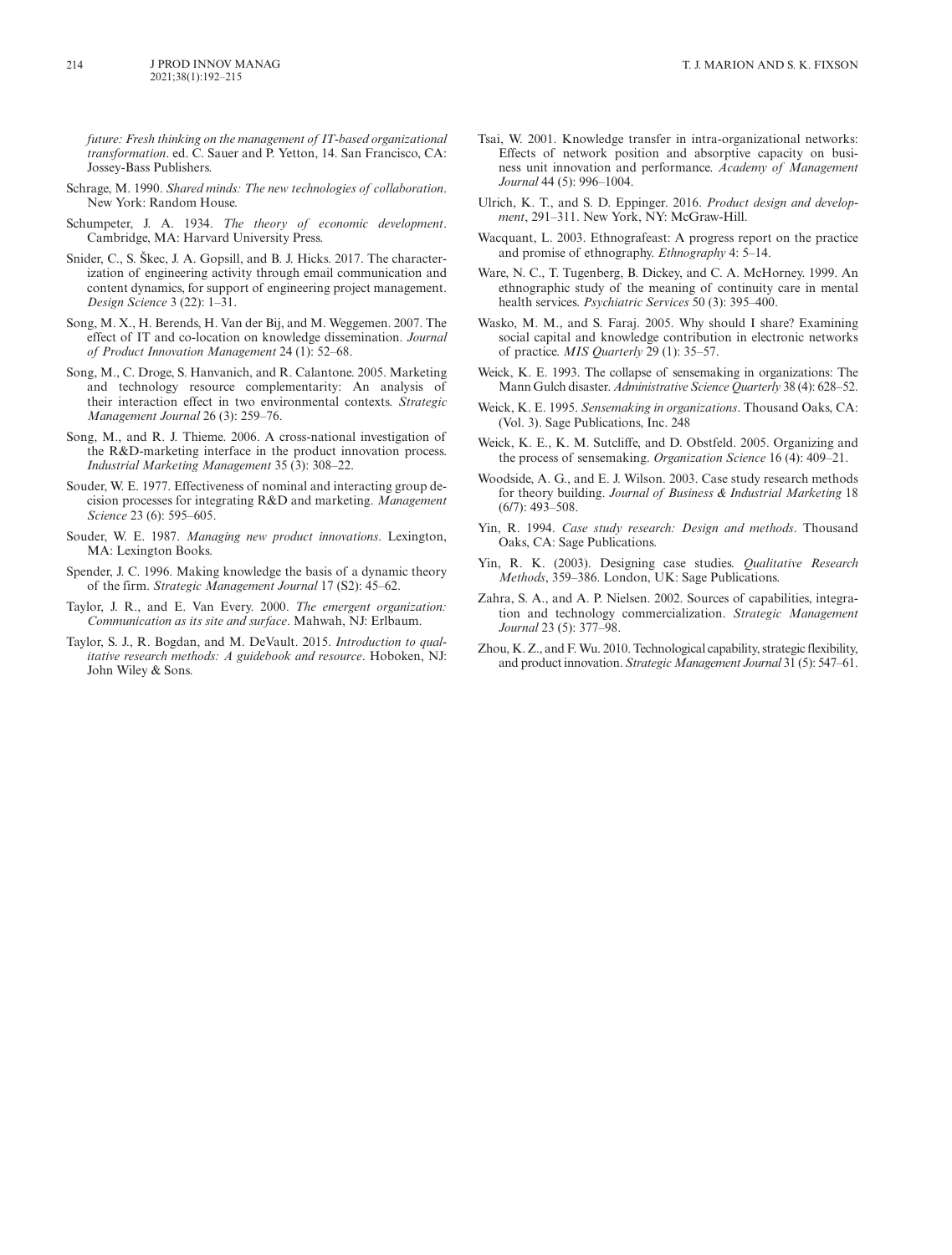*future: Fresh thinking on the management of IT-based organizational transformation*. ed. C. Sauer and P. Yetton, 14. San Francisco, CA: Jossey-Bass Publishers.

Schrage, M. 1990. *Shared minds: The new technologies of collaboration*. New York: Random House.

Schumpeter, J. A. 1934. *The theory of economic development*. Cambridge, MA: Harvard University Press.

Snider, C., S. Škec, J. A. Gopsill, and B. J. Hicks. 2017. The characterization of engineering activity through email communication and content dynamics, for support of engineering project management. *Design Science* 3 (22): 1–31.

Song, M. X., H. Berends, H. Van der Bij, and M. Weggemen. 2007. The effect of IT and co-location on knowledge dissemination. *Journal of Product Innovation Management* 24 (1): 52–68.

Song, M., C. Droge, S. Hanvanich, and R. Calantone. 2005. Marketing and technology resource complementarity: An analysis of their interaction effect in two environmental contexts. *Strategic Management Journal* 26 (3): 259–76.

Song, M., and R. J. Thieme. 2006. A cross-national investigation of the R&D-marketing interface in the product innovation process. *Industrial Marketing Management* 35 (3): 308–22.

Souder, W. E. 1977. Effectiveness of nominal and interacting group decision processes for integrating R&D and marketing. *Management Science* 23 (6): 595–605.

Souder, W. E. 1987. *Managing new product innovations*. Lexington, MA: Lexington Books.

Spender, J. C. 1996. Making knowledge the basis of a dynamic theory of the firm. *Strategic Management Journal* 17 (S2): 45–62.

Taylor, J. R., and E. Van Every. 2000. *The emergent organization: Communication as its site and surface*. Mahwah, NJ: Erlbaum.

Taylor, S. J., R. Bogdan, and M. DeVault. 2015. *Introduction to qualitative research methods: A guidebook and resource*. Hoboken, NJ: John Wiley & Sons.

Tsai, W. 2001. Knowledge transfer in intra-organizational networks: Effects of network position and absorptive capacity on business unit innovation and performance. *Academy of Management Journal* 44 (5): 996–1004.

Ulrich, K. T., and S. D. Eppinger. 2016. *Product design and development*, 291–311. New York, NY: McGraw-Hill.

Wacquant, L. 2003. Ethnografeast: A progress report on the practice and promise of ethnography. *Ethnography* 4: 5–14.

Ware, N. C., T. Tugenberg, B. Dickey, and C. A. McHorney. 1999. An ethnographic study of the meaning of continuity care in mental health services. *Psychiatric Services* 50 (3): 395–400.

Wasko, M. M., and S. Faraj. 2005. Why should I share? Examining social capital and knowledge contribution in electronic networks of practice. *MIS Quarterly* 29 (1): 35–57.

Weick, K. E. 1993. The collapse of sensemaking in organizations: The Mann Gulch disaster. *Administrative Science Quarterly* 38 (4): 628–52.

Weick, K. E. 1995. *Sensemaking in organizations*. Thousand Oaks, CA: (Vol. 3). Sage Publications, Inc. 248

Weick, K. E., K. M. Sutcliffe, and D. Obstfeld. 2005. Organizing and the process of sensemaking. *Organization Science* 16 (4): 409–21.

Woodside, A. G., and E. J. Wilson. 2003. Case study research methods for theory building. *Journal of Business & Industrial Marketing* 18 (6/7): 493–508.

Yin, R. 1994. *Case study research: Design and methods*. Thousand Oaks, CA: Sage Publications.

Yin, R. K. (2003). Designing case studies. *Qualitative Research Methods*, 359–386. London, UK: Sage Publications.

Zahra, S. A., and A. P. Nielsen. 2002. Sources of capabilities, integration and technology commercialization. *Strategic Management Journal* 23 (5): 377–98.

Zhou, K. Z., and F. Wu. 2010. Technological capability, strategic flexibility, and product innovation. *Strategic Management Journal* 31 (5): 547–61.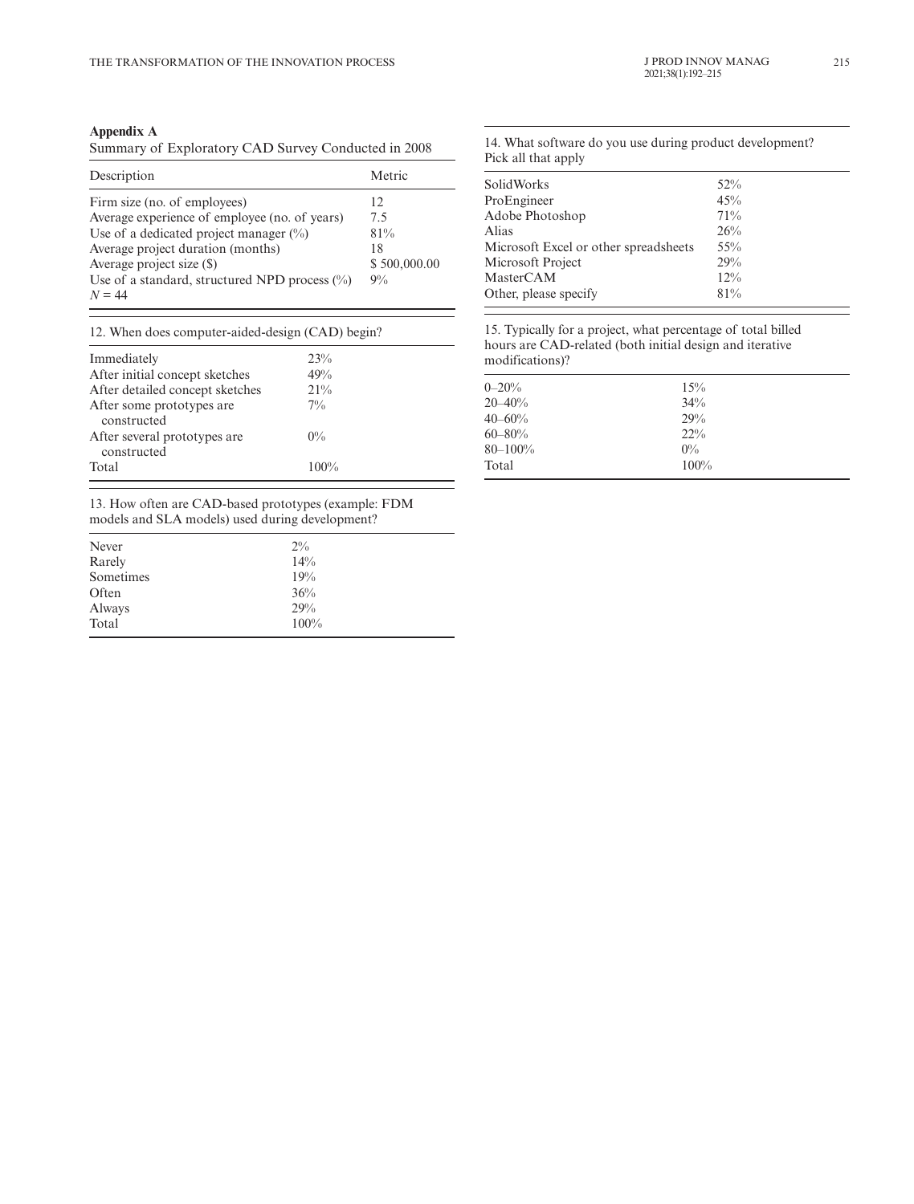## Appendix A

Summary of Exploratory CAD Survey Conducted in 2008

| Description | Metric |
|---|---|
| Firm size (no. of employees) | 12 |
| Average experience of employee (no. of years) | 7.5 |
| Use of a dedicated project manager (%) | 81% |
| Average project duration (months) | 18 |
| Average project size ($) | $ 500,000.00 |
| Use of a standard, structured NPD process (%) | 9% |
| $N = 44$ | |

12. When does computer-aided-design (CAD) begin?

| | |
|---|---|
| Immediately | 23% |
| After initial concept sketches | 49% |
| After detailed concept sketches | 21% |
| After some prototypes are constructed | 7% |
| After several prototypes are constructed | 0% |
| Total | 100% |

13. How often are CAD-based prototypes (example: FDM models and SLA models) used during development?

| | |
|---|---|
| Never | 2% |
| Rarely | 14% |
| Sometimes | 19% |
| Often | 36% |
| Always | 29% |
| Total | 100% |

14. What software do you use during product development? Pick all that apply

| | |
|---|---|
| SolidWorks | 52% |
| ProEngineer | 45% |
| Adobe Photoshop | 71% |
| Alias | 26% |
| Microsoft Excel or other spreadsheets | 55% |
| Microsoft Project | 29% |
| MasterCAM | 12% |
| Other, please specify | 81% |

15. Typically for a project, what percentage of total billed hours are CAD-related (both initial design and iterative modifications)?

| | |
|---|---|
| 0–20% | 15% |
| 20–40% | 34% |
| 40–60% | 29% |
| 60–80% | 22% |
| 80–100% | 0% |
| Total | 100% |